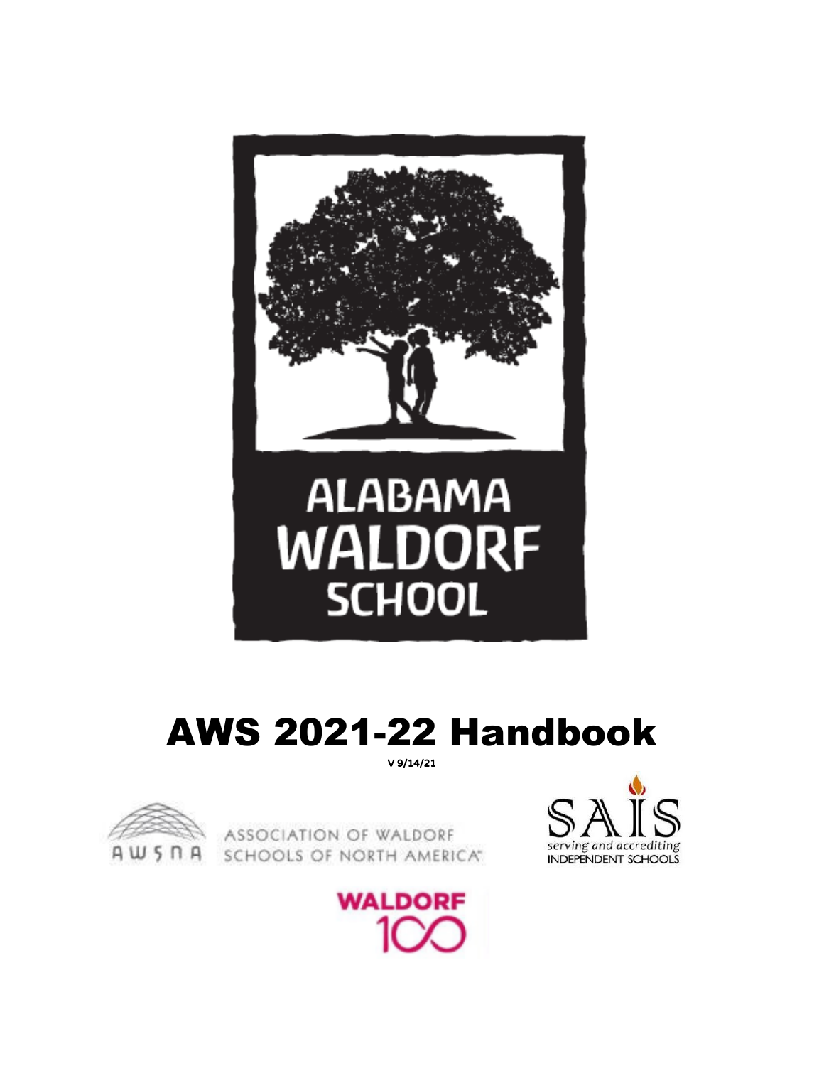ALABAMA WALDORF SCHOOL

# AWS 2021-22 Handbook

**V 9/14/21**

ASSOCIATION OF WALDORF SCHOOLS OF NORTH AMERICA

SAIS serving and accrediting INDEPENDENT SCHOOLS

WALDORF 100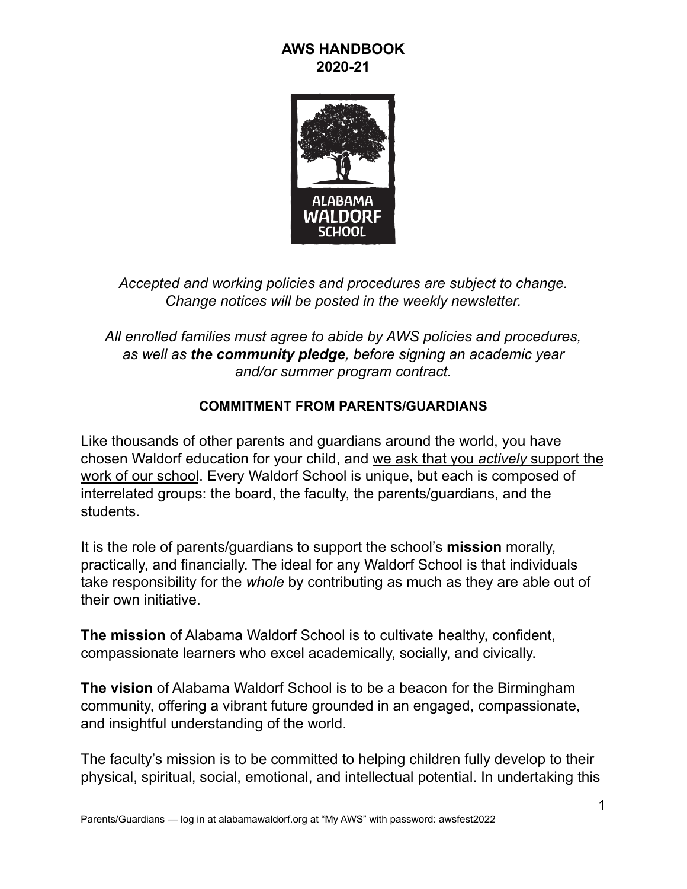# AWS HANDBOOK
# 2020-21

*Accepted and working policies and procedures are subject to change.*
*Change notices will be posted in the weekly newsletter.*

*All enrolled families must agree to abide by AWS policies and procedures, as well as **the community pledge**, before signing an academic year and/or summer program contract.*

## COMMITMENT FROM PARENTS/GUARDIANS

Like thousands of other parents and guardians around the world, you have chosen Waldorf education for your child, and we ask that you *actively* support the work of our school. Every Waldorf School is unique, but each is composed of interrelated groups: the board, the faculty, the parents/guardians, and the students.

It is the role of parents/guardians to support the school's **mission** morally, practically, and financially. The ideal for any Waldorf School is that individuals take responsibility for the *whole* by contributing as much as they are able out of their own initiative.

**The mission** of Alabama Waldorf School is to cultivate healthy, confident, compassionate learners who excel academically, socially, and civically.

**The vision** of Alabama Waldorf School is to be a beacon for the Birmingham community, offering a vibrant future grounded in an engaged, compassionate, and insightful understanding of the world.

The faculty's mission is to be committed to helping children fully develop to their physical, spiritual, social, emotional, and intellectual potential. In undertaking this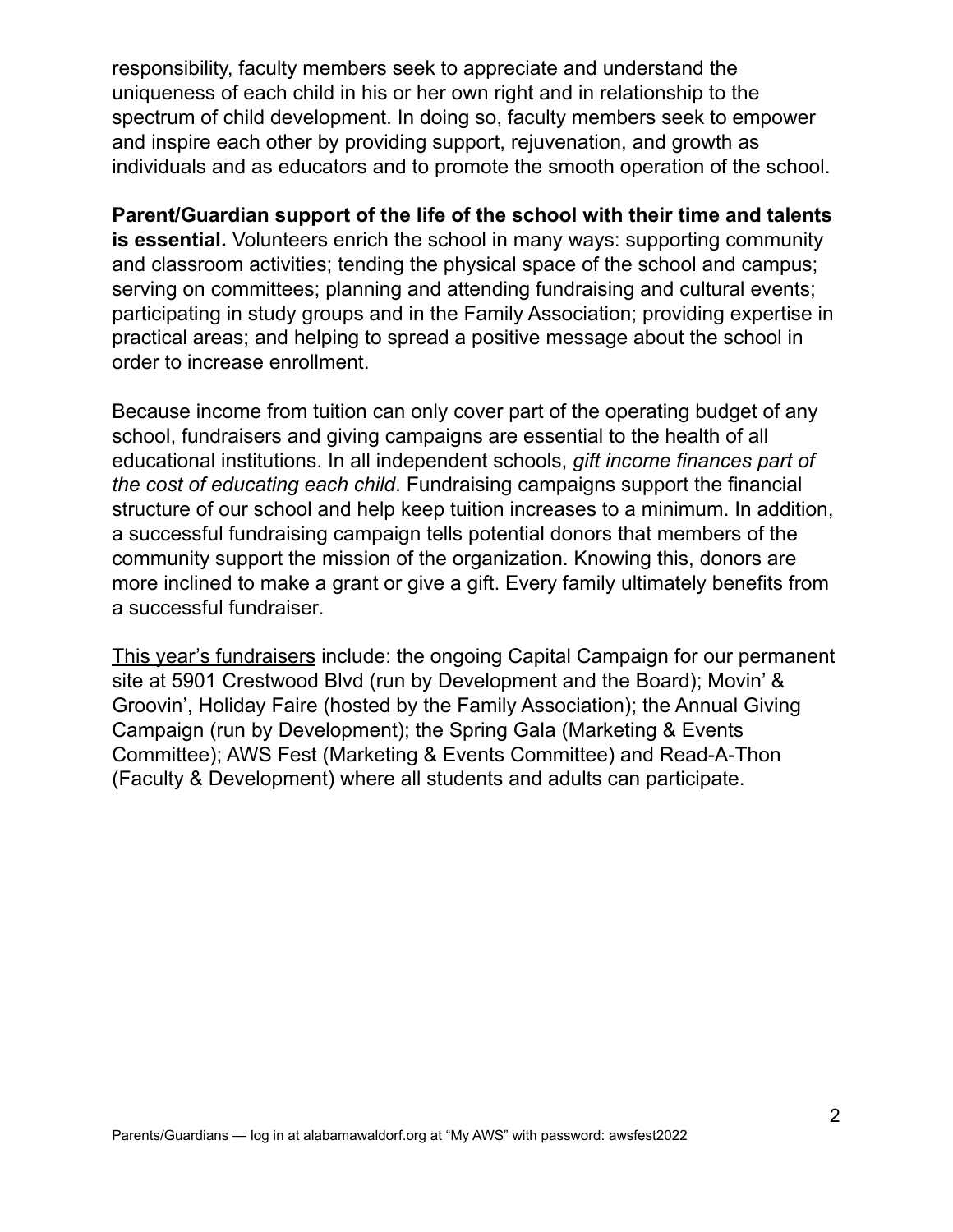responsibility, faculty members seek to appreciate and understand the uniqueness of each child in his or her own right and in relationship to the spectrum of child development. In doing so, faculty members seek to empower and inspire each other by providing support, rejuvenation, and growth as individuals and as educators and to promote the smooth operation of the school.

**Parent/Guardian support of the life of the school with their time and talents is essential.** Volunteers enrich the school in many ways: supporting community and classroom activities; tending the physical space of the school and campus; serving on committees; planning and attending fundraising and cultural events; participating in study groups and in the Family Association; providing expertise in practical areas; and helping to spread a positive message about the school in order to increase enrollment.

Because income from tuition can only cover part of the operating budget of any school, fundraisers and giving campaigns are essential to the health of all educational institutions. In all independent schools, *gift income finances part of the cost of educating each child*. Fundraising campaigns support the financial structure of our school and help keep tuition increases to a minimum. In addition, a successful fundraising campaign tells potential donors that members of the community support the mission of the organization. Knowing this, donors are more inclined to make a grant or give a gift. Every family ultimately benefits from a successful fundraiser.

This year’s fundraisers include: the ongoing Capital Campaign for our permanent site at 5901 Crestwood Blvd (run by Development and the Board); Movin’ & Groovin’, Holiday Faire (hosted by the Family Association); the Annual Giving Campaign (run by Development); the Spring Gala (Marketing & Events Committee); AWS Fest (Marketing & Events Committee) and Read-A-Thon (Faculty & Development) where all students and adults can participate.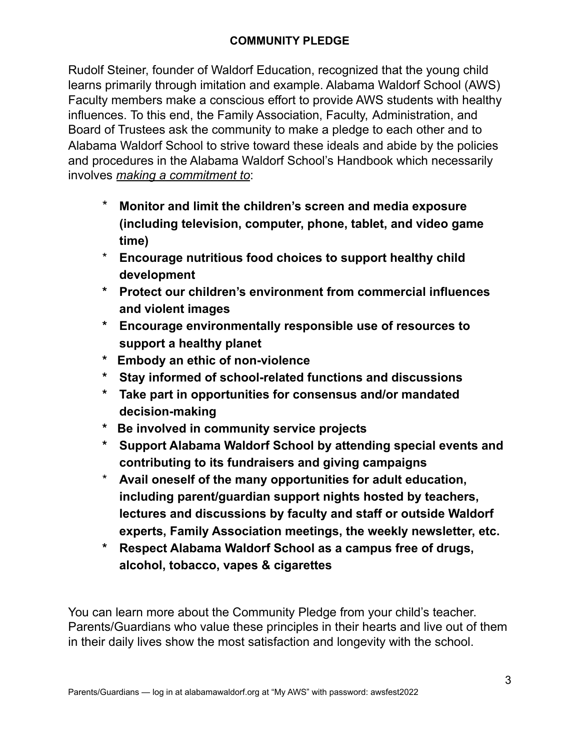## COMMUNITY PLEDGE

Rudolf Steiner, founder of Waldorf Education, recognized that the young child learns primarily through imitation and example. Alabama Waldorf School (AWS) Faculty members make a conscious effort to provide AWS students with healthy influences. To this end, the Family Association, Faculty, Administration, and Board of Trustees ask the community to make a pledge to each other and to Alabama Waldorf School to strive toward these ideals and abide by the policies and procedures in the Alabama Waldorf School's Handbook which necessarily involves <u>*making a commitment to*</u>:

- **Monitor and limit the children's screen and media exposure (including television, computer, phone, tablet, and video game time)**
- **Encourage nutritious food choices to support healthy child development**
- **Protect our children's environment from commercial influences and violent images**
- **Encourage environmentally responsible use of resources to support a healthy planet**
- **Embody an ethic of non-violence**
- **Stay informed of school-related functions and discussions**
- **Take part in opportunities for consensus and/or mandated decision-making**
- **Be involved in community service projects**
- **Support Alabama Waldorf School by attending special events and contributing to its fundraisers and giving campaigns**
- **Avail oneself of the many opportunities for adult education, including parent/guardian support nights hosted by teachers, lectures and discussions by faculty and staff or outside Waldorf experts, Family Association meetings, the weekly newsletter, etc.**
- **Respect Alabama Waldorf School as a campus free of drugs, alcohol, tobacco, vapes & cigarettes**

You can learn more about the Community Pledge from your child's teacher. Parents/Guardians who value these principles in their hearts and live out of them in their daily lives show the most satisfaction and longevity with the school.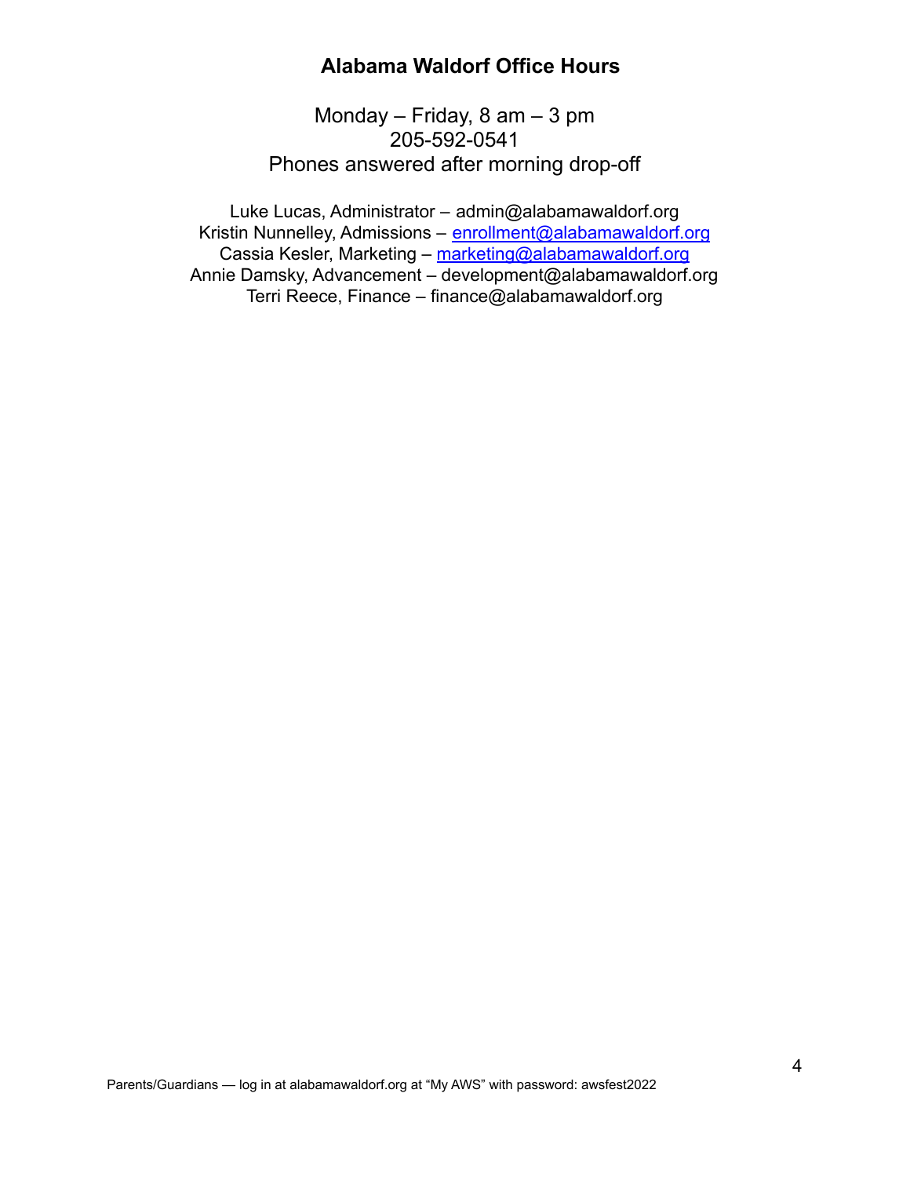## Alabama Waldorf Office Hours

Monday – Friday, 8 am – 3 pm
205-592-0541
Phones answered after morning drop-off

Luke Lucas, Administrator – admin@alabamawaldorf.org
Kristin Nunnelley, Admissions – enrollment@alabamawaldorf.org
Cassia Kesler, Marketing – marketing@alabamawaldorf.org
Annie Damsky, Advancement – development@alabamawaldorf.org
Terri Reece, Finance – finance@alabamawaldorf.org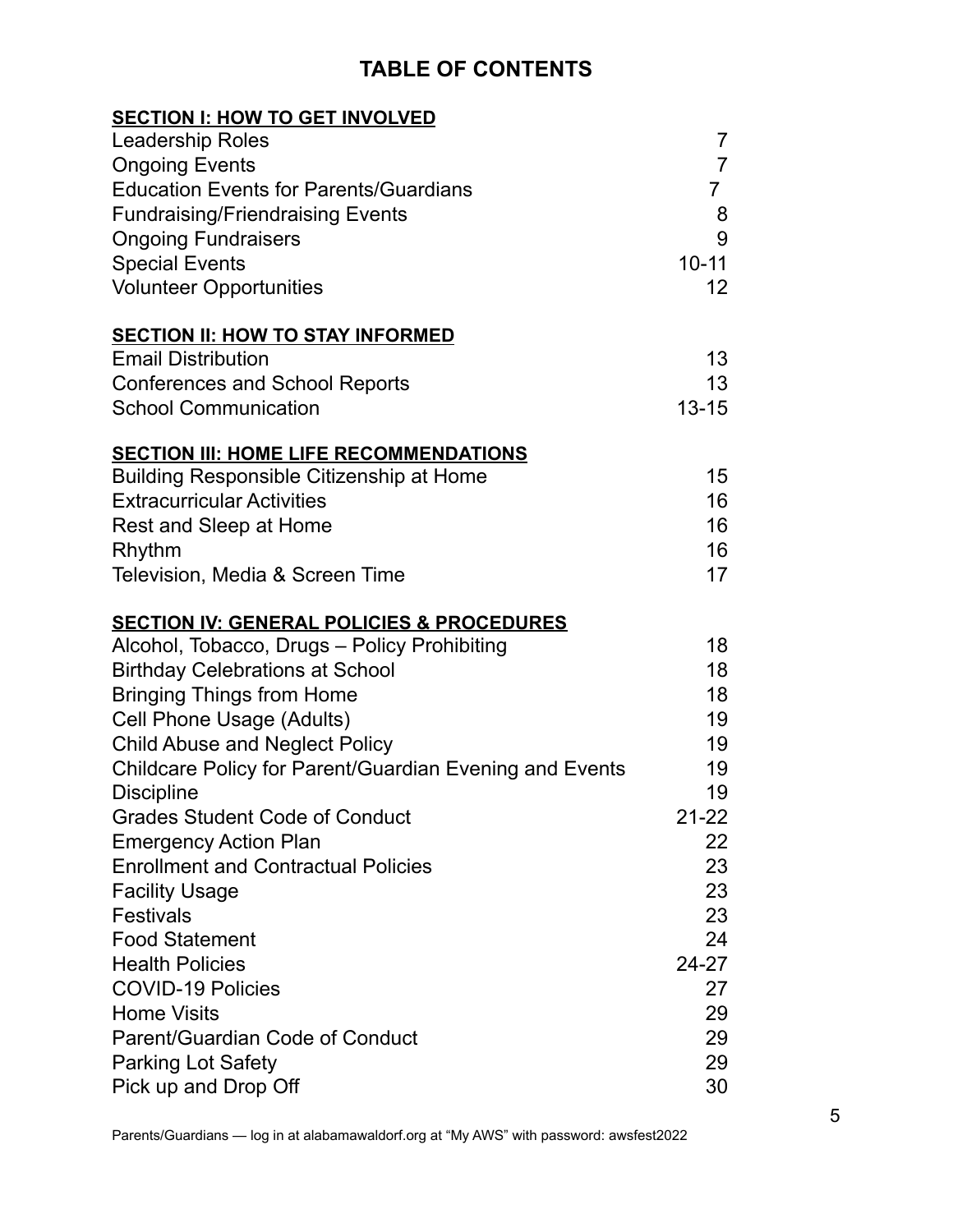# TABLE OF CONTENTS

## SECTION I: HOW TO GET INVOLVED

| | |
|---|---|
| Leadership Roles | 7 |
| Ongoing Events | 7 |
| Education Events for Parents/Guardians | 7 |
| Fundraising/Friendraising Events | 8 |
| Ongoing Fundraisers | 9 |
| Special Events | 10-11 |
| Volunteer Opportunities | 12 |

## SECTION II: HOW TO STAY INFORMED

| | |
|---|---|
| Email Distribution | 13 |
| Conferences and School Reports | 13 |
| School Communication | 13-15 |

## SECTION III: HOME LIFE RECOMMENDATIONS

| | |
|---|---|
| Building Responsible Citizenship at Home | 15 |
| Extracurricular Activities | 16 |
| Rest and Sleep at Home | 16 |
| Rhythm | 16 |
| Television, Media & Screen Time | 17 |

## SECTION IV: GENERAL POLICIES & PROCEDURES

| | |
|---|---|
| Alcohol, Tobacco, Drugs – Policy Prohibiting | 18 |
| Birthday Celebrations at School | 18 |
| Bringing Things from Home | 18 |
| Cell Phone Usage (Adults) | 19 |
| Child Abuse and Neglect Policy | 19 |
| Childcare Policy for Parent/Guardian Evening and Events | 19 |
| Discipline | 19 |
| Grades Student Code of Conduct | 21-22 |
| Emergency Action Plan | 22 |
| Enrollment and Contractual Policies | 23 |
| Facility Usage | 23 |
| Festivals | 23 |
| Food Statement | 24 |
| Health Policies | 24-27 |
| COVID-19 Policies | 27 |
| Home Visits | 29 |
| Parent/Guardian Code of Conduct | 29 |
| Parking Lot Safety | 29 |
| Pick up and Drop Off | 30 |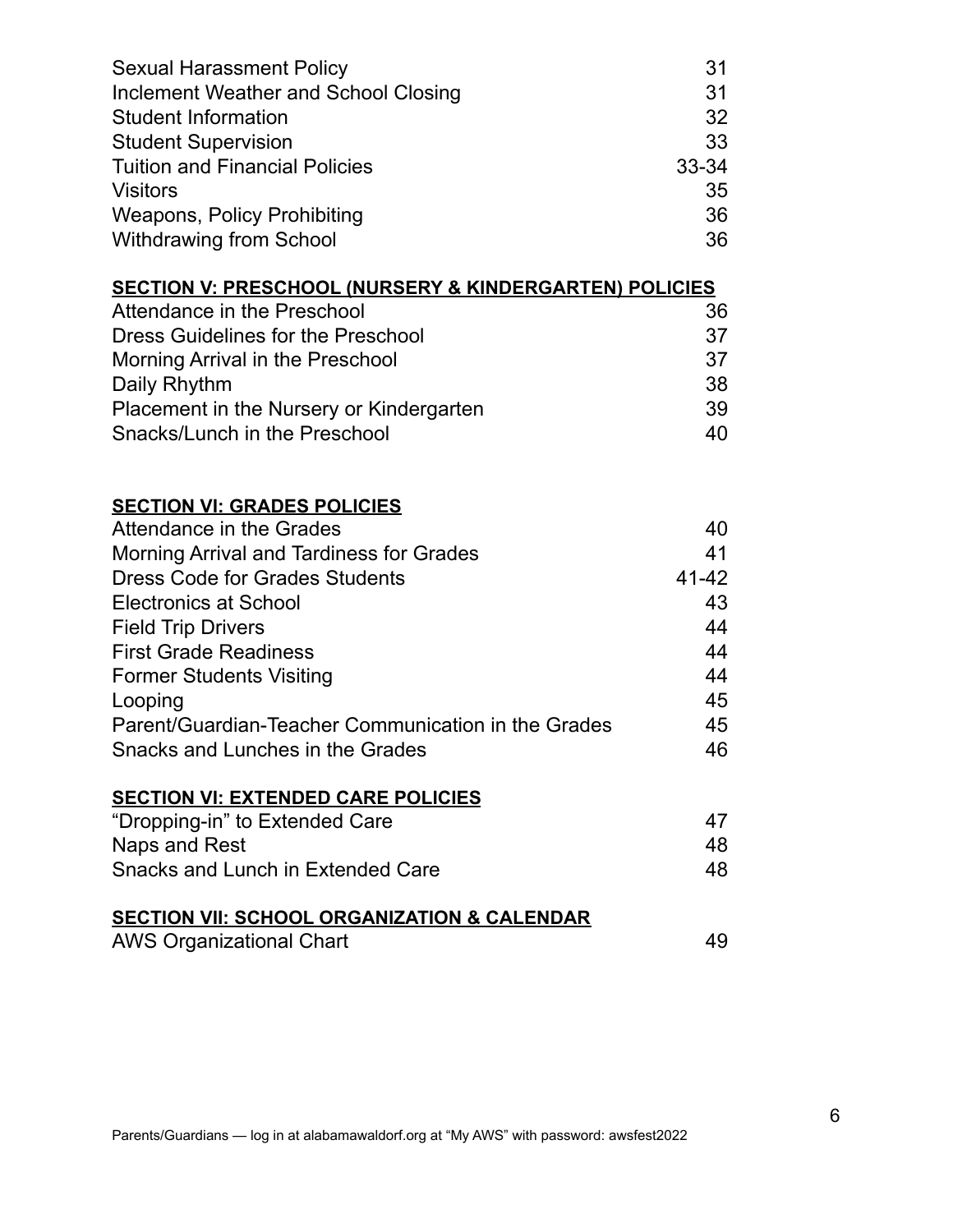| Entry | Page |
| --- | --- |
| Sexual Harassment Policy | 31 |
| Inclement Weather and School Closing | 31 |
| Student Information | 32 |
| Student Supervision | 33 |
| Tuition and Financial Policies | 33-34 |
| Visitors | 35 |
| Weapons, Policy Prohibiting | 36 |
| Withdrawing from School | 36 |

**SECTION V: PRESCHOOL (NURSERY & KINDERGARTEN) POLICIES**

| Entry | Page |
| --- | --- |
| Attendance in the Preschool | 36 |
| Dress Guidelines for the Preschool | 37 |
| Morning Arrival in the Preschool | 37 |
| Daily Rhythm | 38 |
| Placement in the Nursery or Kindergarten | 39 |
| Snacks/Lunch in the Preschool | 40 |

**SECTION VI: GRADES POLICIES**

| Entry | Page |
| --- | --- |
| Attendance in the Grades | 40 |
| Morning Arrival and Tardiness for Grades | 41 |
| Dress Code for Grades Students | 41-42 |
| Electronics at School | 43 |
| Field Trip Drivers | 44 |
| First Grade Readiness | 44 |
| Former Students Visiting | 44 |
| Looping | 45 |
| Parent/Guardian-Teacher Communication in the Grades | 45 |
| Snacks and Lunches in the Grades | 46 |

**SECTION VI: EXTENDED CARE POLICIES**

| Entry | Page |
| --- | --- |
| "Dropping-in" to Extended Care | 47 |
| Naps and Rest | 48 |
| Snacks and Lunch in Extended Care | 48 |

**SECTION VII: SCHOOL ORGANIZATION & CALENDAR**

| Entry | Page |
| --- | --- |
| AWS Organizational Chart | 49 |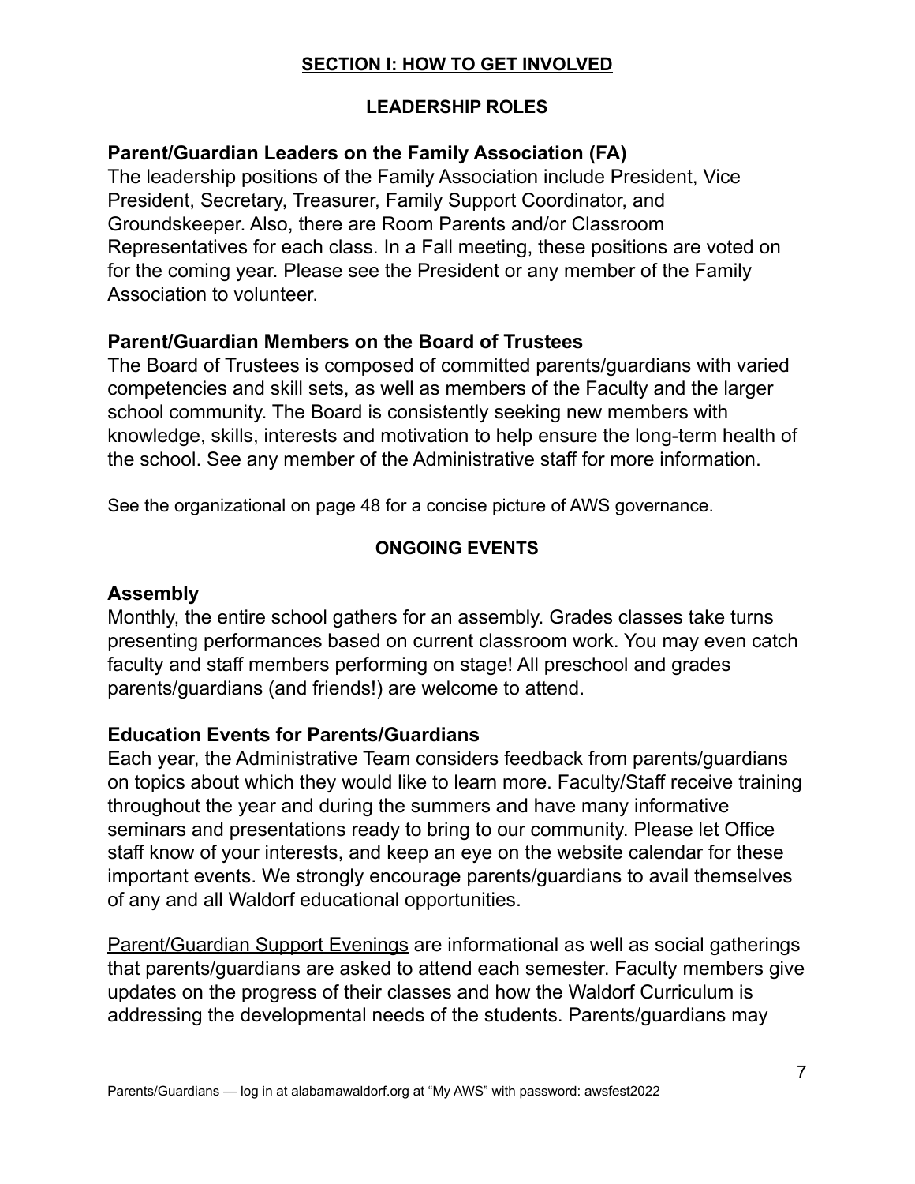# SECTION I: HOW TO GET INVOLVED

## LEADERSHIP ROLES

### Parent/Guardian Leaders on the Family Association (FA)

The leadership positions of the Family Association include President, Vice President, Secretary, Treasurer, Family Support Coordinator, and Groundskeeper. Also, there are Room Parents and/or Classroom Representatives for each class. In a Fall meeting, these positions are voted on for the coming year. Please see the President or any member of the Family Association to volunteer.

### Parent/Guardian Members on the Board of Trustees

The Board of Trustees is composed of committed parents/guardians with varied competencies and skill sets, as well as members of the Faculty and the larger school community. The Board is consistently seeking new members with knowledge, skills, interests and motivation to help ensure the long-term health of the school. See any member of the Administrative staff for more information.

See the organizational on page 48 for a concise picture of AWS governance.

## ONGOING EVENTS

### Assembly

Monthly, the entire school gathers for an assembly. Grades classes take turns presenting performances based on current classroom work. You may even catch faculty and staff members performing on stage! All preschool and grades parents/guardians (and friends!) are welcome to attend.

### Education Events for Parents/Guardians

Each year, the Administrative Team considers feedback from parents/guardians on topics about which they would like to learn more. Faculty/Staff receive training throughout the year and during the summers and have many informative seminars and presentations ready to bring to our community. Please let Office staff know of your interests, and keep an eye on the website calendar for these important events. We strongly encourage parents/guardians to avail themselves of any and all Waldorf educational opportunities.

Parent/Guardian Support Evenings are informational as well as social gatherings that parents/guardians are asked to attend each semester. Faculty members give updates on the progress of their classes and how the Waldorf Curriculum is addressing the developmental needs of the students. Parents/guardians may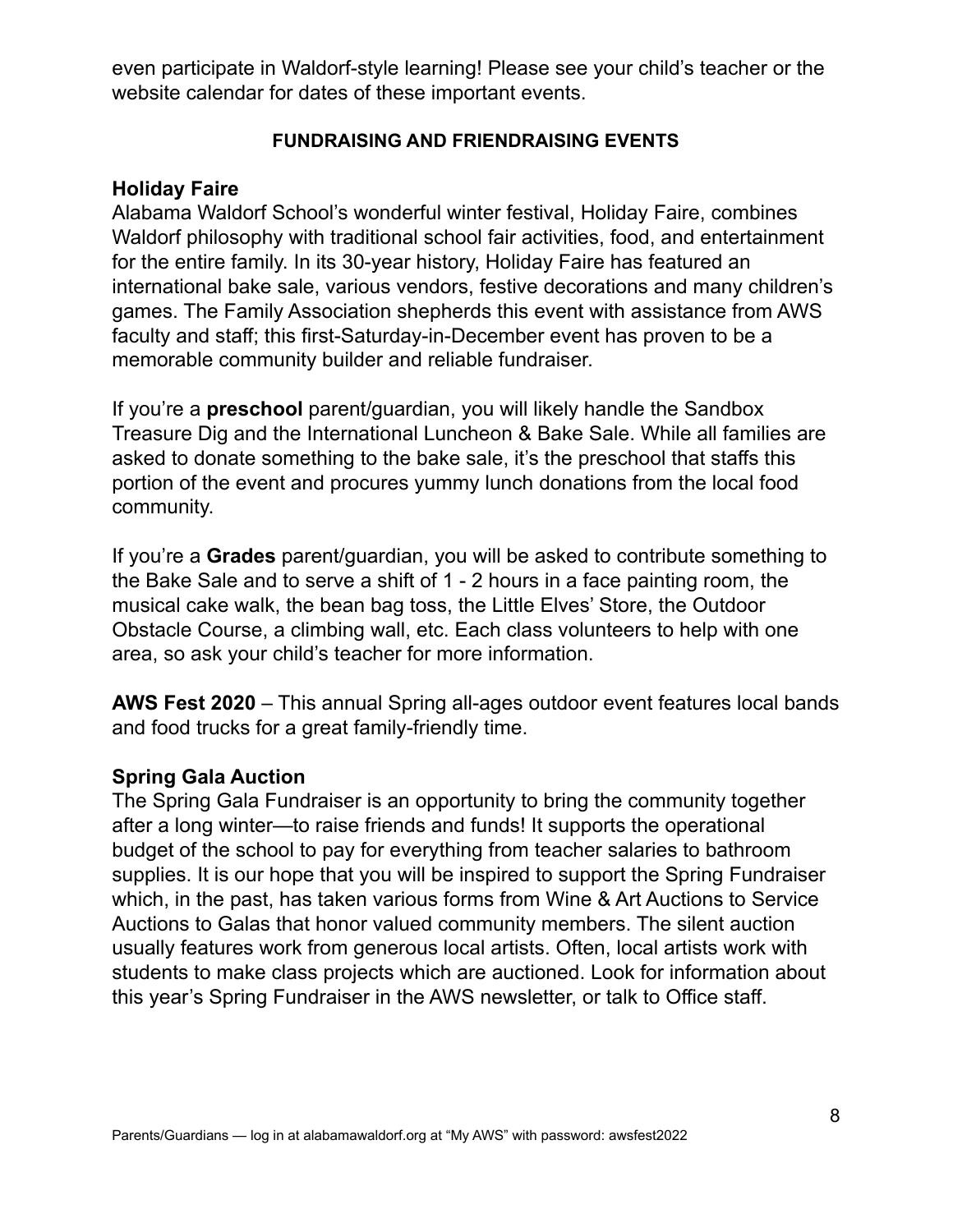even participate in Waldorf-style learning! Please see your child's teacher or the website calendar for dates of these important events.

**FUNDRAISING AND FRIENDRAISING EVENTS**

### Holiday Faire

Alabama Waldorf School's wonderful winter festival, Holiday Faire, combines Waldorf philosophy with traditional school fair activities, food, and entertainment for the entire family. In its 30-year history, Holiday Faire has featured an international bake sale, various vendors, festive decorations and many children's games. The Family Association shepherds this event with assistance from AWS faculty and staff; this first-Saturday-in-December event has proven to be a memorable community builder and reliable fundraiser.

If you're a **preschool** parent/guardian, you will likely handle the Sandbox Treasure Dig and the International Luncheon & Bake Sale. While all families are asked to donate something to the bake sale, it's the preschool that staffs this portion of the event and procures yummy lunch donations from the local food community.

If you're a **Grades** parent/guardian, you will be asked to contribute something to the Bake Sale and to serve a shift of 1 - 2 hours in a face painting room, the musical cake walk, the bean bag toss, the Little Elves' Store, the Outdoor Obstacle Course, a climbing wall, etc. Each class volunteers to help with one area, so ask your child's teacher for more information.

**AWS Fest 2020** – This annual Spring all-ages outdoor event features local bands and food trucks for a great family-friendly time.

### Spring Gala Auction

The Spring Gala Fundraiser is an opportunity to bring the community together after a long winter—to raise friends and funds! It supports the operational budget of the school to pay for everything from teacher salaries to bathroom supplies. It is our hope that you will be inspired to support the Spring Fundraiser which, in the past, has taken various forms from Wine & Art Auctions to Service Auctions to Galas that honor valued community members. The silent auction usually features work from generous local artists. Often, local artists work with students to make class projects which are auctioned. Look for information about this year's Spring Fundraiser in the AWS newsletter, or talk to Office staff.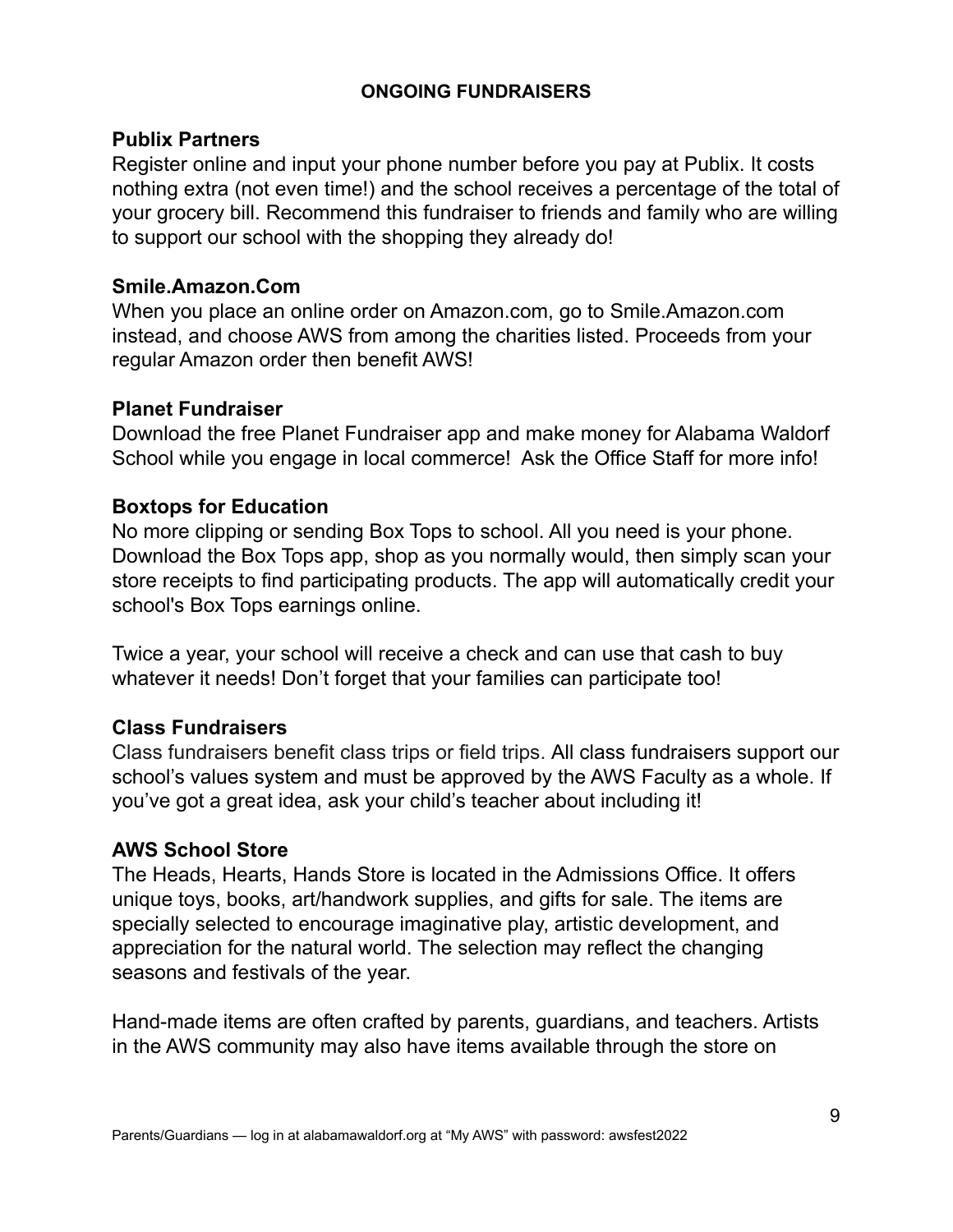## ONGOING FUNDRAISERS

### Publix Partners

Register online and input your phone number before you pay at Publix. It costs nothing extra (not even time!) and the school receives a percentage of the total of your grocery bill. Recommend this fundraiser to friends and family who are willing to support our school with the shopping they already do!

### Smile.Amazon.Com

When you place an online order on Amazon.com, go to Smile.Amazon.com instead, and choose AWS from among the charities listed. Proceeds from your regular Amazon order then benefit AWS!

### Planet Fundraiser

Download the free Planet Fundraiser app and make money for Alabama Waldorf School while you engage in local commerce! Ask the Office Staff for more info!

### Boxtops for Education

No more clipping or sending Box Tops to school. All you need is your phone. Download the Box Tops app, shop as you normally would, then simply scan your store receipts to find participating products. The app will automatically credit your school's Box Tops earnings online.

Twice a year, your school will receive a check and can use that cash to buy whatever it needs! Don't forget that your families can participate too!

### Class Fundraisers

Class fundraisers benefit class trips or field trips. All class fundraisers support our school's values system and must be approved by the AWS Faculty as a whole. If you've got a great idea, ask your child's teacher about including it!

### AWS School Store

The Heads, Hearts, Hands Store is located in the Admissions Office. It offers unique toys, books, art/handwork supplies, and gifts for sale. The items are specially selected to encourage imaginative play, artistic development, and appreciation for the natural world. The selection may reflect the changing seasons and festivals of the year.

Hand-made items are often crafted by parents, guardians, and teachers. Artists in the AWS community may also have items available through the store on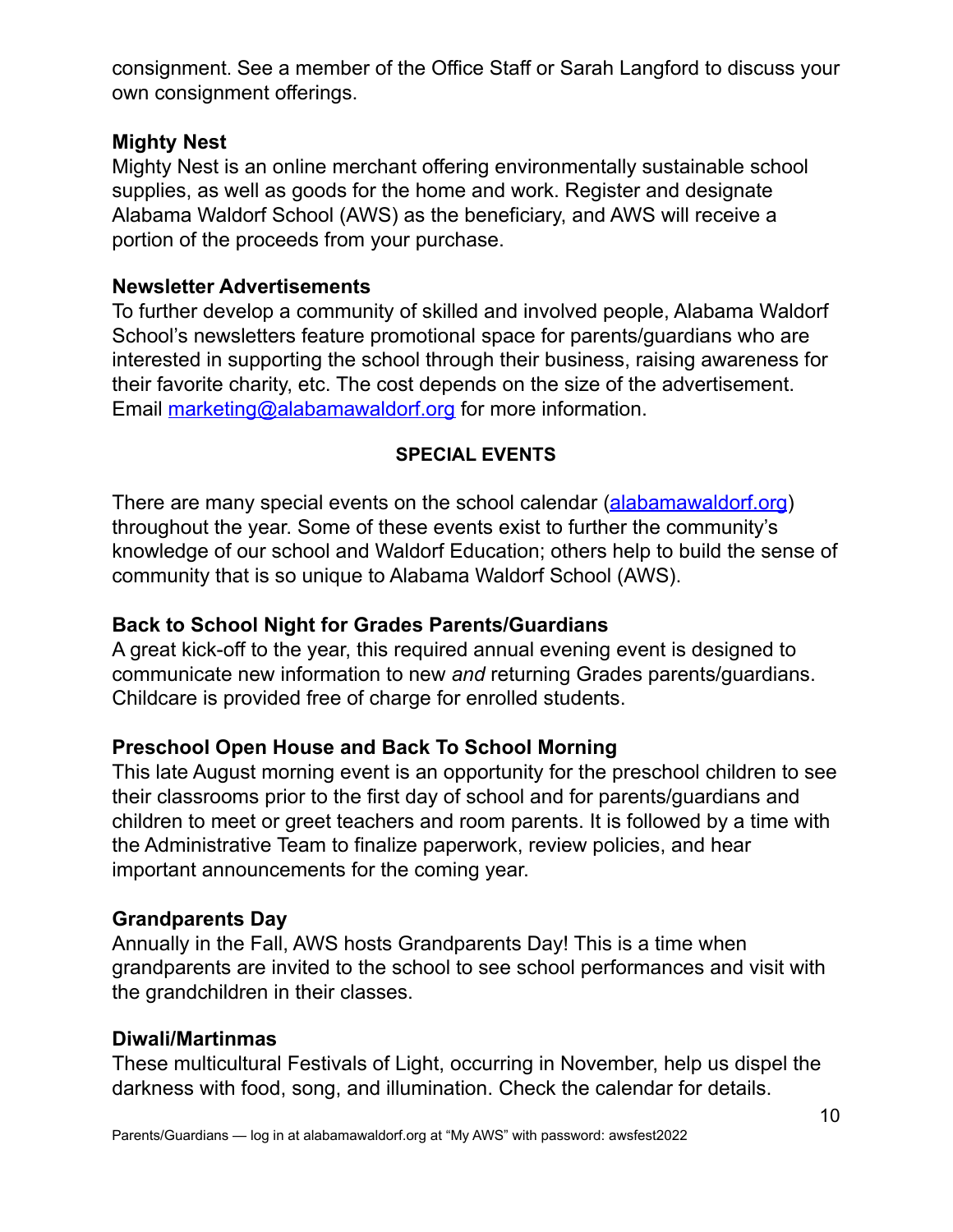consignment. See a member of the Office Staff or Sarah Langford to discuss your own consignment offerings.

### Mighty Nest

Mighty Nest is an online merchant offering environmentally sustainable school supplies, as well as goods for the home and work. Register and designate Alabama Waldorf School (AWS) as the beneficiary, and AWS will receive a portion of the proceeds from your purchase.

### Newsletter Advertisements

To further develop a community of skilled and involved people, Alabama Waldorf School's newsletters feature promotional space for parents/guardians who are interested in supporting the school through their business, raising awareness for their favorite charity, etc. The cost depends on the size of the advertisement. Email [marketing@alabamawaldorf.org](mailto:marketing@alabamawaldorf.org) for more information.

## SPECIAL EVENTS

There are many special events on the school calendar ([alabamawaldorf.org](https://alabamawaldorf.org)) throughout the year. Some of these events exist to further the community's knowledge of our school and Waldorf Education; others help to build the sense of community that is so unique to Alabama Waldorf School (AWS).

### Back to School Night for Grades Parents/Guardians

A great kick-off to the year, this required annual evening event is designed to communicate new information to new *and* returning Grades parents/guardians. Childcare is provided free of charge for enrolled students.

### Preschool Open House and Back To School Morning

This late August morning event is an opportunity for the preschool children to see their classrooms prior to the first day of school and for parents/guardians and children to meet or greet teachers and room parents. It is followed by a time with the Administrative Team to finalize paperwork, review policies, and hear important announcements for the coming year.

### Grandparents Day

Annually in the Fall, AWS hosts Grandparents Day! This is a time when grandparents are invited to the school to see school performances and visit with the grandchildren in their classes.

### Diwali/Martinmas

These multicultural Festivals of Light, occurring in November, help us dispel the darkness with food, song, and illumination. Check the calendar for details.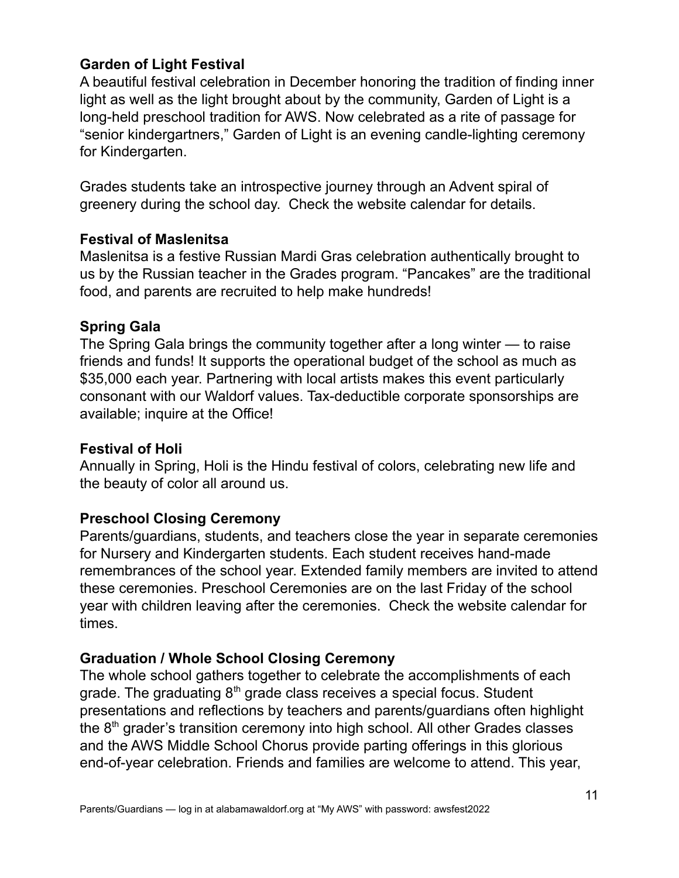### Garden of Light Festival

A beautiful festival celebration in December honoring the tradition of finding inner light as well as the light brought about by the community, Garden of Light is a long-held preschool tradition for AWS. Now celebrated as a rite of passage for "senior kindergartners," Garden of Light is an evening candle-lighting ceremony for Kindergarten.

Grades students take an introspective journey through an Advent spiral of greenery during the school day. Check the website calendar for details.

### Festival of Maslenitsa

Maslenitsa is a festive Russian Mardi Gras celebration authentically brought to us by the Russian teacher in the Grades program. "Pancakes" are the traditional food, and parents are recruited to help make hundreds!

### Spring Gala

The Spring Gala brings the community together after a long winter — to raise friends and funds! It supports the operational budget of the school as much as $35,000 each year. Partnering with local artists makes this event particularly consonant with our Waldorf values. Tax-deductible corporate sponsorships are available; inquire at the Office!

### Festival of Holi

Annually in Spring, Holi is the Hindu festival of colors, celebrating new life and the beauty of color all around us.

### Preschool Closing Ceremony

Parents/guardians, students, and teachers close the year in separate ceremonies for Nursery and Kindergarten students. Each student receives hand-made remembrances of the school year. Extended family members are invited to attend these ceremonies. Preschool Ceremonies are on the last Friday of the school year with children leaving after the ceremonies. Check the website calendar for times.

### Graduation / Whole School Closing Ceremony

The whole school gathers together to celebrate the accomplishments of each grade. The graduating 8th grade class receives a special focus. Student presentations and reflections by teachers and parents/guardians often highlight the 8th grader's transition ceremony into high school. All other Grades classes and the AWS Middle School Chorus provide parting offerings in this glorious end-of-year celebration. Friends and families are welcome to attend. This year,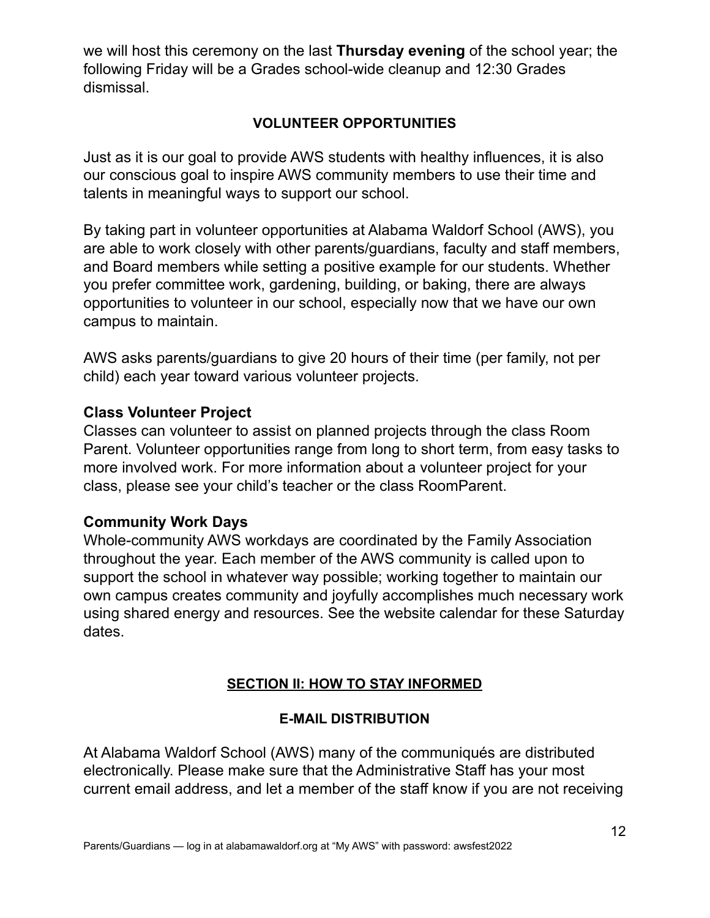we will host this ceremony on the last **Thursday evening** of the school year; the following Friday will be a Grades school-wide cleanup and 12:30 Grades dismissal.

### VOLUNTEER OPPORTUNITIES

Just as it is our goal to provide AWS students with healthy influences, it is also our conscious goal to inspire AWS community members to use their time and talents in meaningful ways to support our school.

By taking part in volunteer opportunities at Alabama Waldorf School (AWS), you are able to work closely with other parents/guardians, faculty and staff members, and Board members while setting a positive example for our students. Whether you prefer committee work, gardening, building, or baking, there are always opportunities to volunteer in our school, especially now that we have our own campus to maintain.

AWS asks parents/guardians to give 20 hours of their time (per family, not per child) each year toward various volunteer projects.

**Class Volunteer Project**
Classes can volunteer to assist on planned projects through the class Room Parent. Volunteer opportunities range from long to short term, from easy tasks to more involved work. For more information about a volunteer project for your class, please see your child's teacher or the class RoomParent.

**Community Work Days**
Whole-community AWS workdays are coordinated by the Family Association throughout the year. Each member of the AWS community is called upon to support the school in whatever way possible; working together to maintain our own campus creates community and joyfully accomplishes much necessary work using shared energy and resources. See the website calendar for these Saturday dates.

## SECTION II: HOW TO STAY INFORMED

### E-MAIL DISTRIBUTION

At Alabama Waldorf School (AWS) many of the communiqués are distributed electronically. Please make sure that the Administrative Staff has your most current email address, and let a member of the staff know if you are not receiving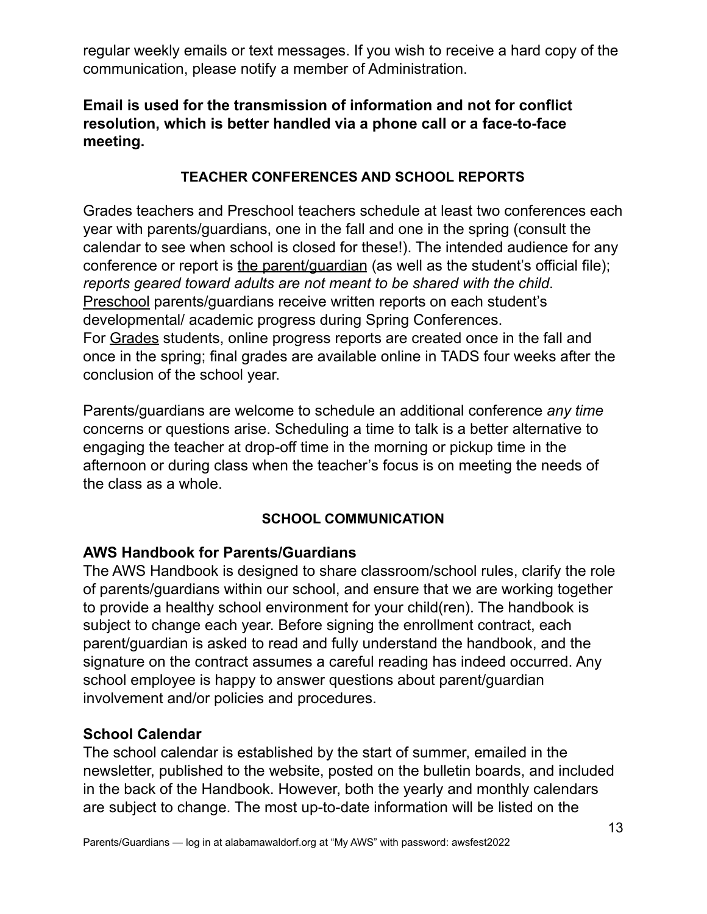regular weekly emails or text messages. If you wish to receive a hard copy of the communication, please notify a member of Administration.

**Email is used for the transmission of information and not for conflict resolution, which is better handled via a phone call or a face-to-face meeting.**

### TEACHER CONFERENCES AND SCHOOL REPORTS

Grades teachers and Preschool teachers schedule at least two conferences each year with parents/guardians, one in the fall and one in the spring (consult the calendar to see when school is closed for these!). The intended audience for any conference or report is the parent/guardian (as well as the student's official file); *reports geared toward adults are not meant to be shared with the child*.
Preschool parents/guardians receive written reports on each student's developmental/ academic progress during Spring Conferences.
For Grades students, online progress reports are created once in the fall and once in the spring; final grades are available online in TADS four weeks after the conclusion of the school year.

Parents/guardians are welcome to schedule an additional conference *any time* concerns or questions arise. Scheduling a time to talk is a better alternative to engaging the teacher at drop-off time in the morning or pickup time in the afternoon or during class when the teacher's focus is on meeting the needs of the class as a whole.

### SCHOOL COMMUNICATION

**AWS Handbook for Parents/Guardians**
The AWS Handbook is designed to share classroom/school rules, clarify the role of parents/guardians within our school, and ensure that we are working together to provide a healthy school environment for your child(ren). The handbook is subject to change each year. Before signing the enrollment contract, each parent/guardian is asked to read and fully understand the handbook, and the signature on the contract assumes a careful reading has indeed occurred. Any school employee is happy to answer questions about parent/guardian involvement and/or policies and procedures.

**School Calendar**
The school calendar is established by the start of summer, emailed in the newsletter, published to the website, posted on the bulletin boards, and included in the back of the Handbook. However, both the yearly and monthly calendars are subject to change. The most up-to-date information will be listed on the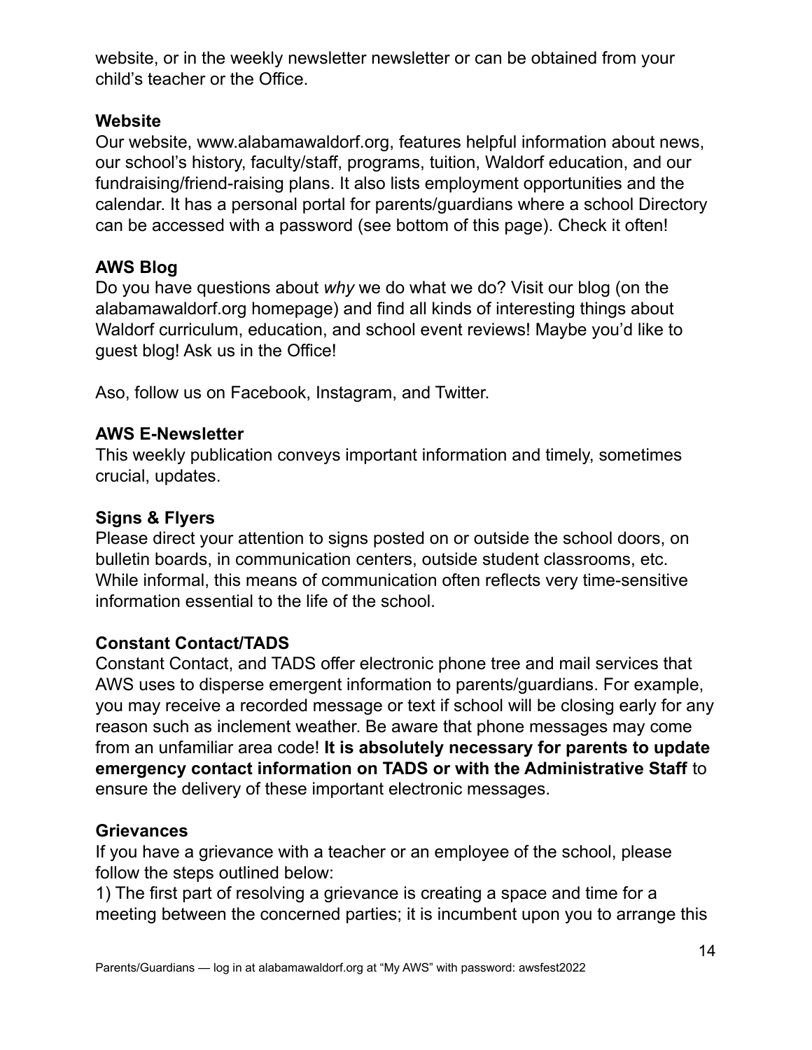website, or in the weekly newsletter newsletter or can be obtained from your child's teacher or the Office.

### Website

Our website, www.alabamawaldorf.org, features helpful information about news, our school's history, faculty/staff, programs, tuition, Waldorf education, and our fundraising/friend-raising plans. It also lists employment opportunities and the calendar. It has a personal portal for parents/guardians where a school Directory can be accessed with a password (see bottom of this page). Check it often!

### AWS Blog

Do you have questions about *why* we do what we do? Visit our blog (on the alabamawaldorf.org homepage) and find all kinds of interesting things about Waldorf curriculum, education, and school event reviews! Maybe you'd like to guest blog! Ask us in the Office!

Aso, follow us on Facebook, Instagram, and Twitter.

### AWS E-Newsletter

This weekly publication conveys important information and timely, sometimes crucial, updates.

### Signs & Flyers

Please direct your attention to signs posted on or outside the school doors, on bulletin boards, in communication centers, outside student classrooms, etc. While informal, this means of communication often reflects very time-sensitive information essential to the life of the school.

### Constant Contact/TADS

Constant Contact, and TADS offer electronic phone tree and mail services that AWS uses to disperse emergent information to parents/guardians. For example, you may receive a recorded message or text if school will be closing early for any reason such as inclement weather. Be aware that phone messages may come from an unfamiliar area code! **It is absolutely necessary for parents to update emergency contact information on TADS or with the Administrative Staff** to ensure the delivery of these important electronic messages.

### Grievances

If you have a grievance with a teacher or an employee of the school, please follow the steps outlined below:

1) The first part of resolving a grievance is creating a space and time for a meeting between the concerned parties; it is incumbent upon you to arrange this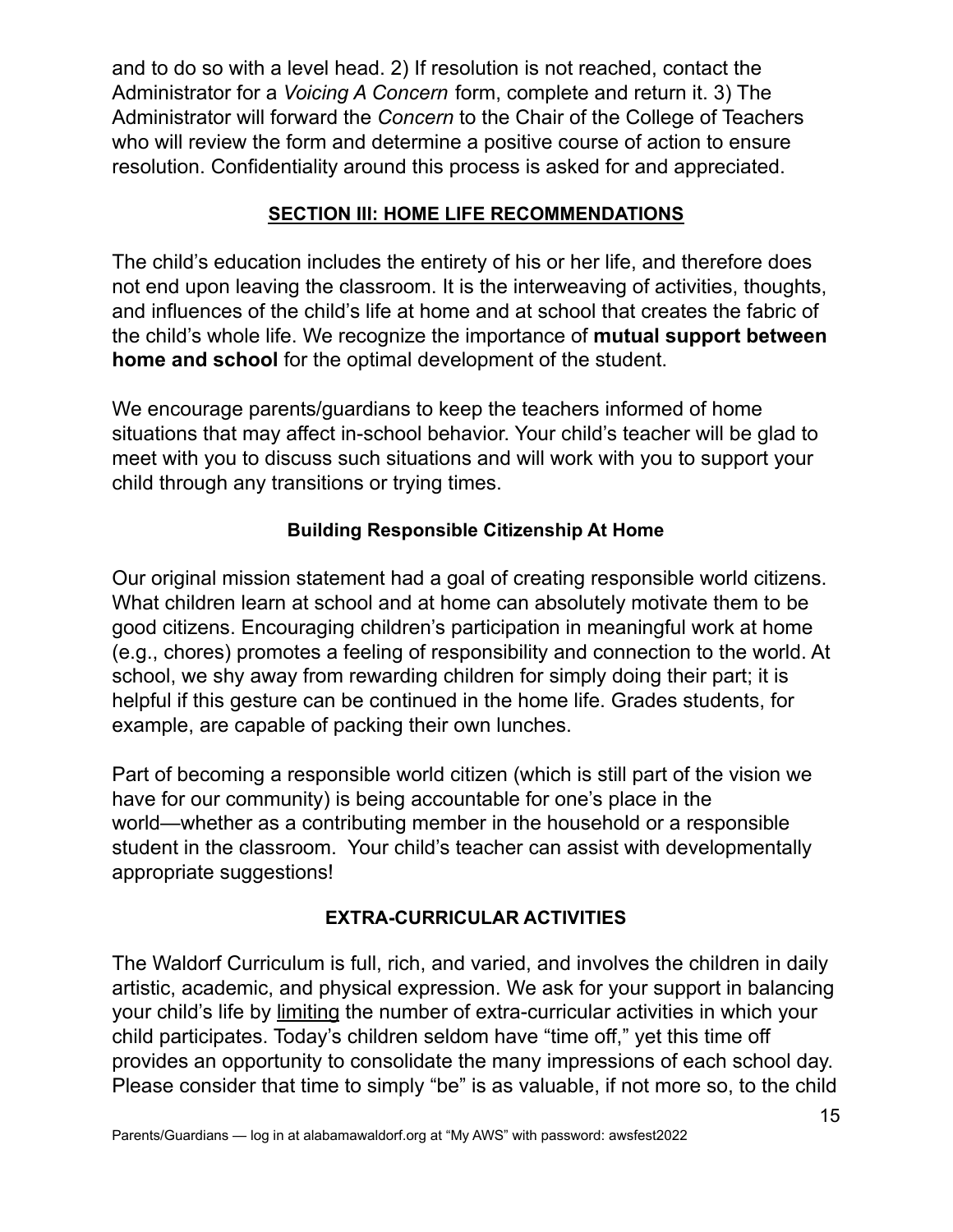and to do so with a level head. 2) If resolution is not reached, contact the Administrator for a *Voicing A Concern* form, complete and return it. 3) The Administrator will forward the *Concern* to the Chair of the College of Teachers who will review the form and determine a positive course of action to ensure resolution. Confidentiality around this process is asked for and appreciated.

## SECTION III: HOME LIFE RECOMMENDATIONS

The child's education includes the entirety of his or her life, and therefore does not end upon leaving the classroom. It is the interweaving of activities, thoughts, and influences of the child's life at home and at school that creates the fabric of the child's whole life. We recognize the importance of **mutual support between home and school** for the optimal development of the student.

We encourage parents/guardians to keep the teachers informed of home situations that may affect in-school behavior. Your child's teacher will be glad to meet with you to discuss such situations and will work with you to support your child through any transitions or trying times.

### Building Responsible Citizenship At Home

Our original mission statement had a goal of creating responsible world citizens. What children learn at school and at home can absolutely motivate them to be good citizens. Encouraging children's participation in meaningful work at home (e.g., chores) promotes a feeling of responsibility and connection to the world. At school, we shy away from rewarding children for simply doing their part; it is helpful if this gesture can be continued in the home life. Grades students, for example, are capable of packing their own lunches.

Part of becoming a responsible world citizen (which is still part of the vision we have for our community) is being accountable for one's place in the world—whether as a contributing member in the household or a responsible student in the classroom. Your child's teacher can assist with developmentally appropriate suggestions!

### EXTRA-CURRICULAR ACTIVITIES

The Waldorf Curriculum is full, rich, and varied, and involves the children in daily artistic, academic, and physical expression. We ask for your support in balancing your child's life by limiting the number of extra-curricular activities in which your child participates. Today's children seldom have "time off," yet this time off provides an opportunity to consolidate the many impressions of each school day. Please consider that time to simply "be" is as valuable, if not more so, to the child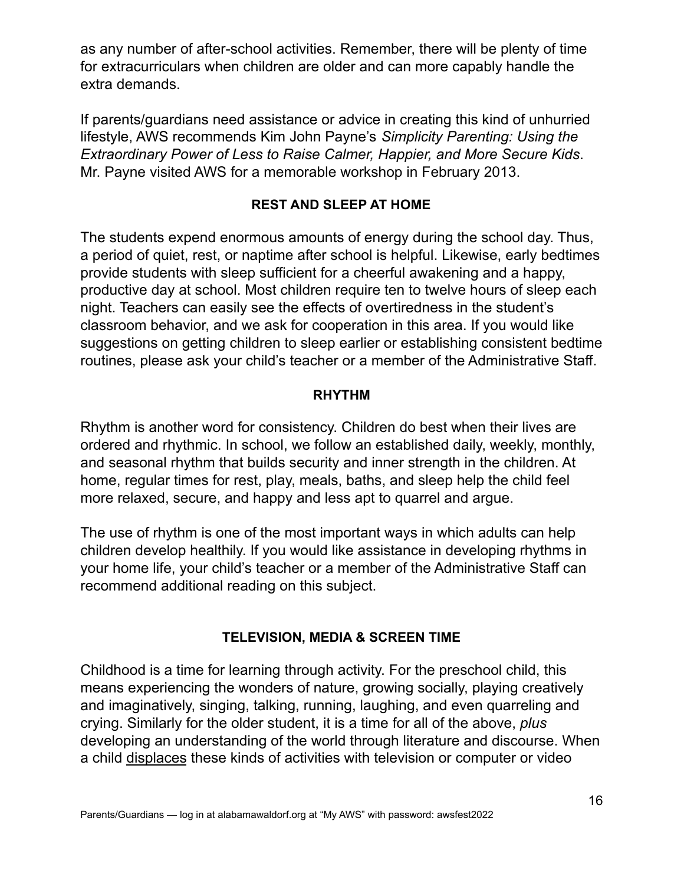as any number of after-school activities. Remember, there will be plenty of time for extracurriculars when children are older and can more capably handle the extra demands.

If parents/guardians need assistance or advice in creating this kind of unhurried lifestyle, AWS recommends Kim John Payne's *Simplicity Parenting: Using the Extraordinary Power of Less to Raise Calmer, Happier, and More Secure Kids*. Mr. Payne visited AWS for a memorable workshop in February 2013.

## REST AND SLEEP AT HOME

The students expend enormous amounts of energy during the school day. Thus, a period of quiet, rest, or naptime after school is helpful. Likewise, early bedtimes provide students with sleep sufficient for a cheerful awakening and a happy, productive day at school. Most children require ten to twelve hours of sleep each night. Teachers can easily see the effects of overtiredness in the student's classroom behavior, and we ask for cooperation in this area. If you would like suggestions on getting children to sleep earlier or establishing consistent bedtime routines, please ask your child's teacher or a member of the Administrative Staff.

## RHYTHM

Rhythm is another word for consistency. Children do best when their lives are ordered and rhythmic. In school, we follow an established daily, weekly, monthly, and seasonal rhythm that builds security and inner strength in the children. At home, regular times for rest, play, meals, baths, and sleep help the child feel more relaxed, secure, and happy and less apt to quarrel and argue.

The use of rhythm is one of the most important ways in which adults can help children develop healthily. If you would like assistance in developing rhythms in your home life, your child's teacher or a member of the Administrative Staff can recommend additional reading on this subject.

## TELEVISION, MEDIA & SCREEN TIME

Childhood is a time for learning through activity. For the preschool child, this means experiencing the wonders of nature, growing socially, playing creatively and imaginatively, singing, talking, running, laughing, and even quarreling and crying. Similarly for the older student, it is a time for all of the above, *plus* developing an understanding of the world through literature and discourse. When a child <u>displaces</u> these kinds of activities with television or computer or video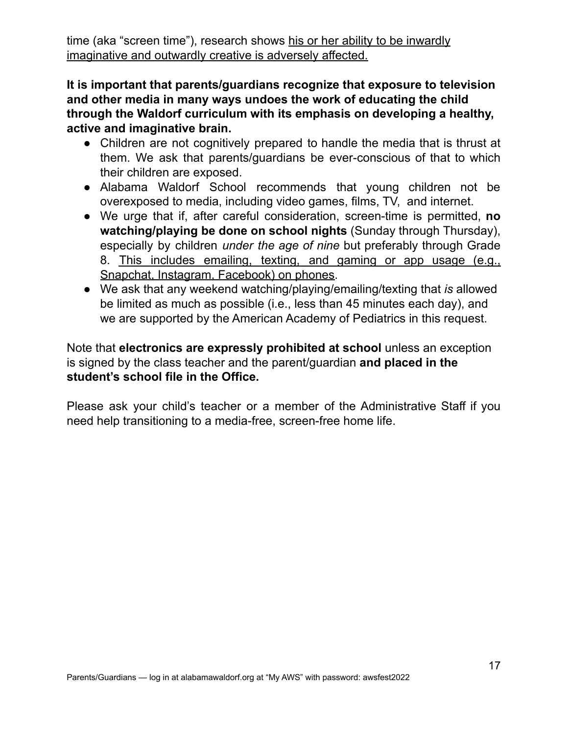time (aka "screen time"), research shows his or her ability to be inwardly imaginative and outwardly creative is adversely affected.

**It is important that parents/guardians recognize that exposure to television and other media in many ways undoes the work of educating the child through the Waldorf curriculum with its emphasis on developing a healthy, active and imaginative brain.**

- Children are not cognitively prepared to handle the media that is thrust at them. We ask that parents/guardians be ever-conscious of that to which their children are exposed.
- Alabama Waldorf School recommends that young children not be overexposed to media, including video games, films, TV, and internet.
- We urge that if, after careful consideration, screen-time is permitted, **no watching/playing be done on school nights** (Sunday through Thursday), especially by children *under the age of nine* but preferably through Grade 8. This includes emailing, texting, and gaming or app usage (e.g., Snapchat, Instagram, Facebook) on phones.
- We ask that any weekend watching/playing/emailing/texting that *is* allowed be limited as much as possible (i.e., less than 45 minutes each day), and we are supported by the American Academy of Pediatrics in this request.

Note that **electronics are expressly prohibited at school** unless an exception is signed by the class teacher and the parent/guardian **and placed in the student's school file in the Office.**

Please ask your child's teacher or a member of the Administrative Staff if you need help transitioning to a media-free, screen-free home life.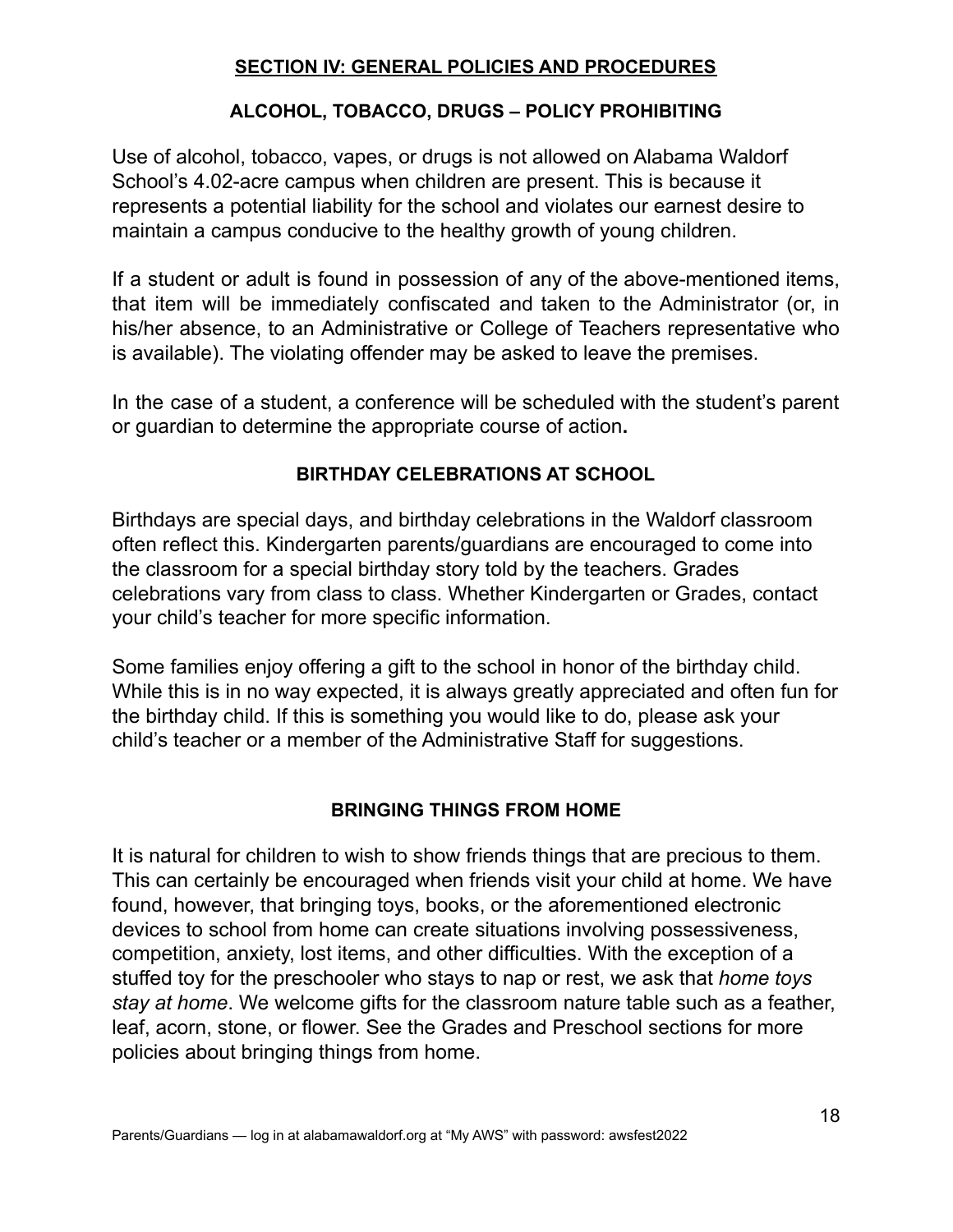## SECTION IV: GENERAL POLICIES AND PROCEDURES

### ALCOHOL, TOBACCO, DRUGS – POLICY PROHIBITING

Use of alcohol, tobacco, vapes, or drugs is not allowed on Alabama Waldorf School's 4.02-acre campus when children are present. This is because it represents a potential liability for the school and violates our earnest desire to maintain a campus conducive to the healthy growth of young children.

If a student or adult is found in possession of any of the above-mentioned items, that item will be immediately confiscated and taken to the Administrator (or, in his/her absence, to an Administrative or College of Teachers representative who is available). The violating offender may be asked to leave the premises.

In the case of a student, a conference will be scheduled with the student's parent or guardian to determine the appropriate course of action**.**

### BIRTHDAY CELEBRATIONS AT SCHOOL

Birthdays are special days, and birthday celebrations in the Waldorf classroom often reflect this. Kindergarten parents/guardians are encouraged to come into the classroom for a special birthday story told by the teachers. Grades celebrations vary from class to class. Whether Kindergarten or Grades, contact your child's teacher for more specific information.

Some families enjoy offering a gift to the school in honor of the birthday child. While this is in no way expected, it is always greatly appreciated and often fun for the birthday child. If this is something you would like to do, please ask your child's teacher or a member of the Administrative Staff for suggestions.

### BRINGING THINGS FROM HOME

It is natural for children to wish to show friends things that are precious to them. This can certainly be encouraged when friends visit your child at home. We have found, however, that bringing toys, books, or the aforementioned electronic devices to school from home can create situations involving possessiveness, competition, anxiety, lost items, and other difficulties. With the exception of a stuffed toy for the preschooler who stays to nap or rest, we ask that *home toys stay at home*. We welcome gifts for the classroom nature table such as a feather, leaf, acorn, stone, or flower. See the Grades and Preschool sections for more policies about bringing things from home.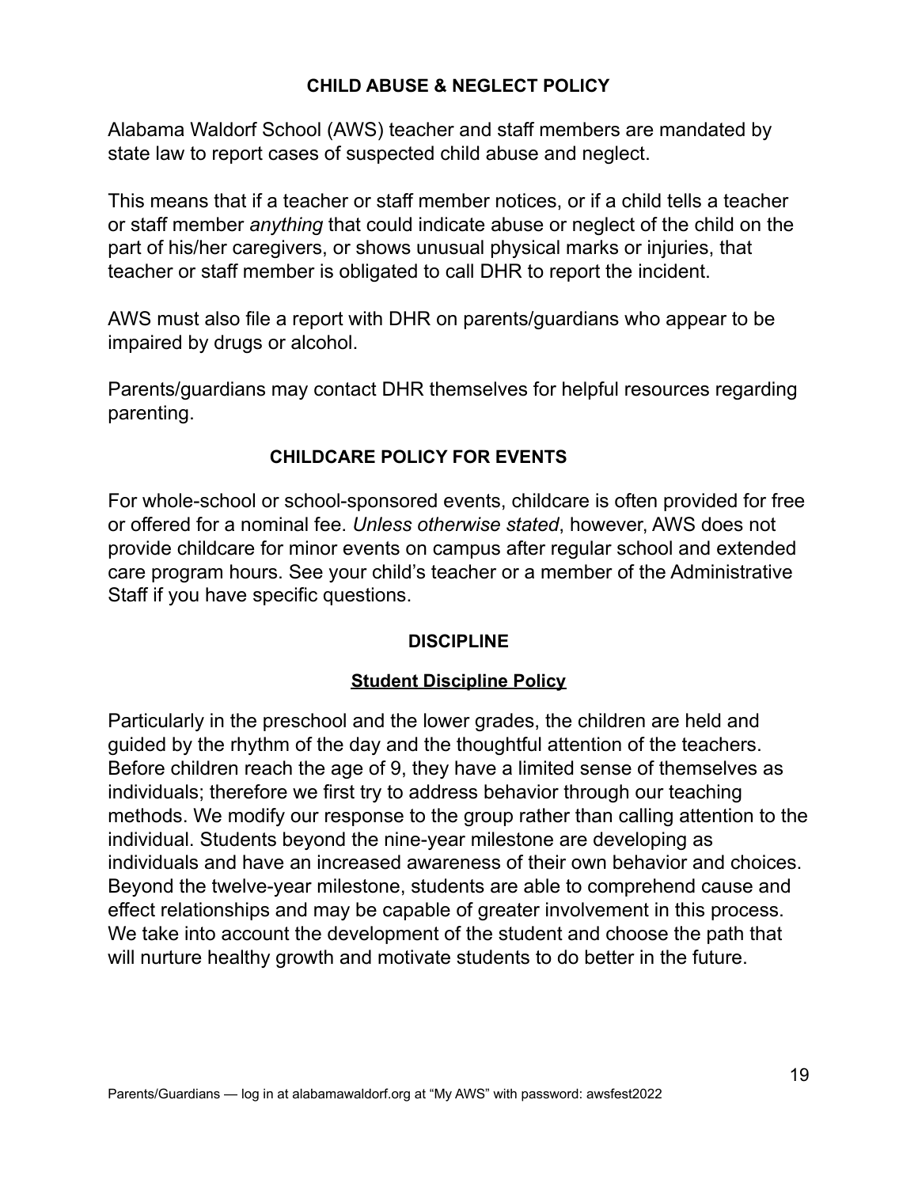## CHILD ABUSE & NEGLECT POLICY

Alabama Waldorf School (AWS) teacher and staff members are mandated by state law to report cases of suspected child abuse and neglect.

This means that if a teacher or staff member notices, or if a child tells a teacher or staff member *anything* that could indicate abuse or neglect of the child on the part of his/her caregivers, or shows unusual physical marks or injuries, that teacher or staff member is obligated to call DHR to report the incident.

AWS must also file a report with DHR on parents/guardians who appear to be impaired by drugs or alcohol.

Parents/guardians may contact DHR themselves for helpful resources regarding parenting.

## CHILDCARE POLICY FOR EVENTS

For whole-school or school-sponsored events, childcare is often provided for free or offered for a nominal fee. *Unless otherwise stated*, however, AWS does not provide childcare for minor events on campus after regular school and extended care program hours. See your child's teacher or a member of the Administrative Staff if you have specific questions.

## DISCIPLINE

### Student Discipline Policy

Particularly in the preschool and the lower grades, the children are held and guided by the rhythm of the day and the thoughtful attention of the teachers. Before children reach the age of 9, they have a limited sense of themselves as individuals; therefore we first try to address behavior through our teaching methods. We modify our response to the group rather than calling attention to the individual. Students beyond the nine-year milestone are developing as individuals and have an increased awareness of their own behavior and choices. Beyond the twelve-year milestone, students are able to comprehend cause and effect relationships and may be capable of greater involvement in this process. We take into account the development of the student and choose the path that will nurture healthy growth and motivate students to do better in the future.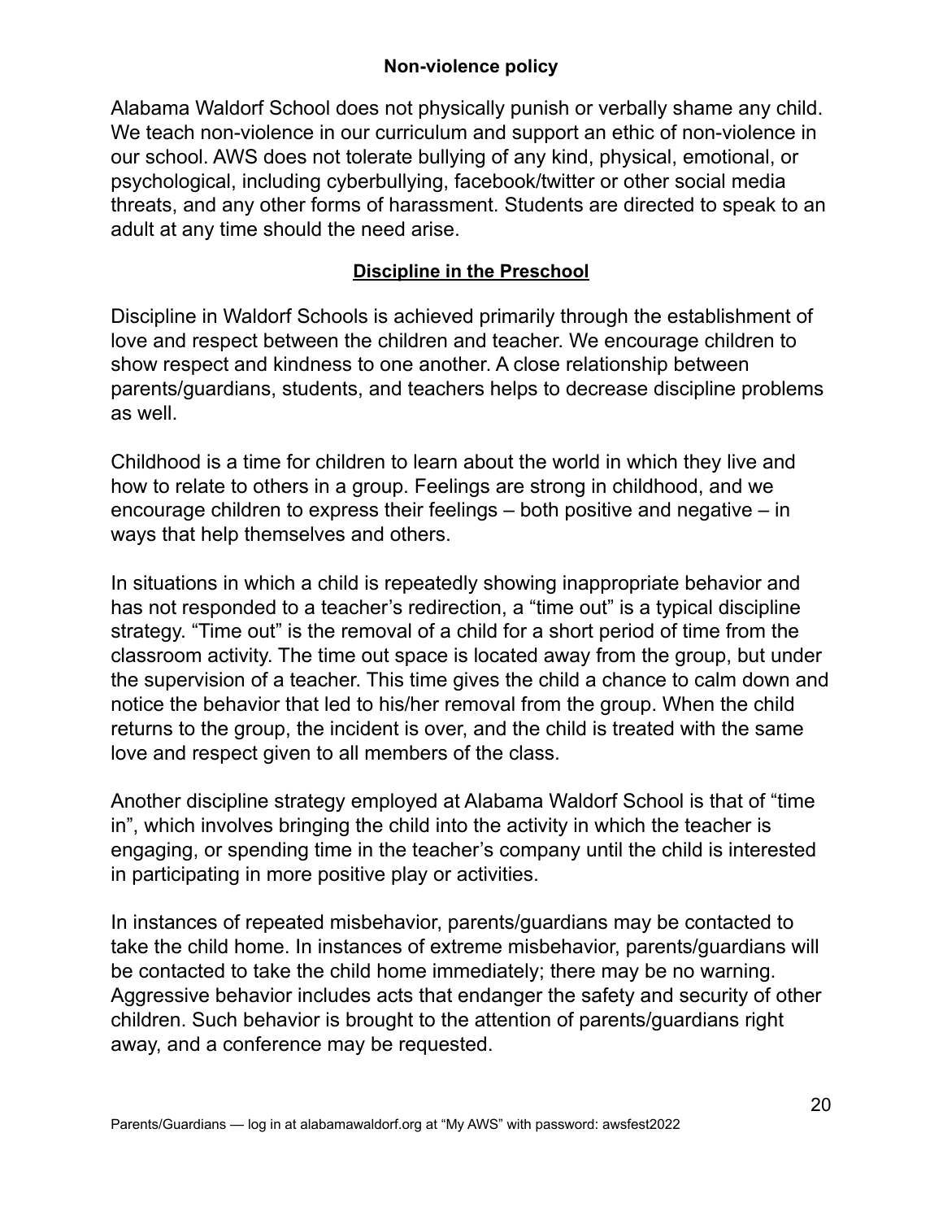**Non-violence policy**

Alabama Waldorf School does not physically punish or verbally shame any child. We teach non-violence in our curriculum and support an ethic of non-violence in our school. AWS does not tolerate bullying of any kind, physical, emotional, or psychological, including cyberbullying, facebook/twitter or other social media threats, and any other forms of harassment. Students are directed to speak to an adult at any time should the need arise.

**Discipline in the Preschool**

Discipline in Waldorf Schools is achieved primarily through the establishment of love and respect between the children and teacher. We encourage children to show respect and kindness to one another. A close relationship between parents/guardians, students, and teachers helps to decrease discipline problems as well.

Childhood is a time for children to learn about the world in which they live and how to relate to others in a group. Feelings are strong in childhood, and we encourage children to express their feelings – both positive and negative – in ways that help themselves and others.

In situations in which a child is repeatedly showing inappropriate behavior and has not responded to a teacher's redirection, a "time out" is a typical discipline strategy. "Time out" is the removal of a child for a short period of time from the classroom activity. The time out space is located away from the group, but under the supervision of a teacher. This time gives the child a chance to calm down and notice the behavior that led to his/her removal from the group. When the child returns to the group, the incident is over, and the child is treated with the same love and respect given to all members of the class.

Another discipline strategy employed at Alabama Waldorf School is that of "time in", which involves bringing the child into the activity in which the teacher is engaging, or spending time in the teacher's company until the child is interested in participating in more positive play or activities.

In instances of repeated misbehavior, parents/guardians may be contacted to take the child home. In instances of extreme misbehavior, parents/guardians will be contacted to take the child home immediately; there may be no warning. Aggressive behavior includes acts that endanger the safety and security of other children. Such behavior is brought to the attention of parents/guardians right away, and a conference may be requested.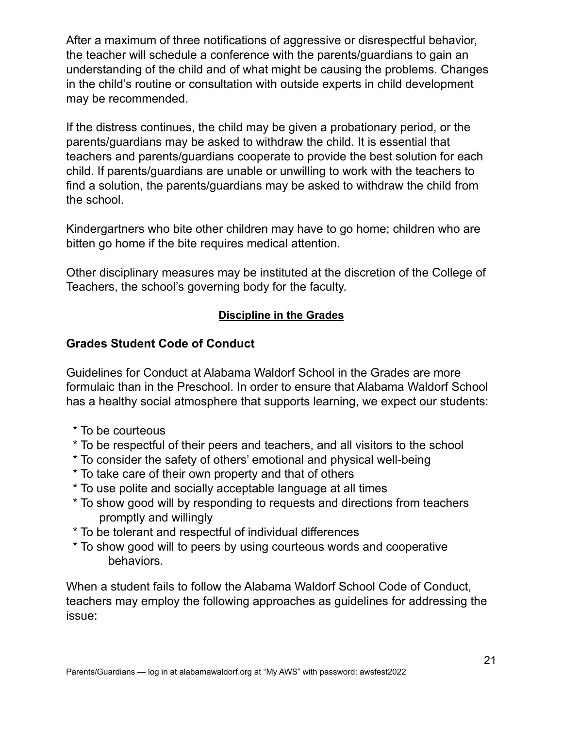After a maximum of three notifications of aggressive or disrespectful behavior, the teacher will schedule a conference with the parents/guardians to gain an understanding of the child and of what might be causing the problems. Changes in the child's routine or consultation with outside experts in child development may be recommended.

If the distress continues, the child may be given a probationary period, or the parents/guardians may be asked to withdraw the child. It is essential that teachers and parents/guardians cooperate to provide the best solution for each child. If parents/guardians are unable or unwilling to work with the teachers to find a solution, the parents/guardians may be asked to withdraw the child from the school.

Kindergartners who bite other children may have to go home; children who are bitten go home if the bite requires medical attention.

Other disciplinary measures may be instituted at the discretion of the College of Teachers, the school's governing body for the faculty.

## Discipline in the Grades

### Grades Student Code of Conduct

Guidelines for Conduct at Alabama Waldorf School in the Grades are more formulaic than in the Preschool. In order to ensure that Alabama Waldorf School has a healthy social atmosphere that supports learning, we expect our students:

* To be courteous
* To be respectful of their peers and teachers, and all visitors to the school
* To consider the safety of others' emotional and physical well-being
* To take care of their own property and that of others
* To use polite and socially acceptable language at all times
* To show good will by responding to requests and directions from teachers promptly and willingly
* To be tolerant and respectful of individual differences
* To show good will to peers by using courteous words and cooperative behaviors.

When a student fails to follow the Alabama Waldorf School Code of Conduct, teachers may employ the following approaches as guidelines for addressing the issue: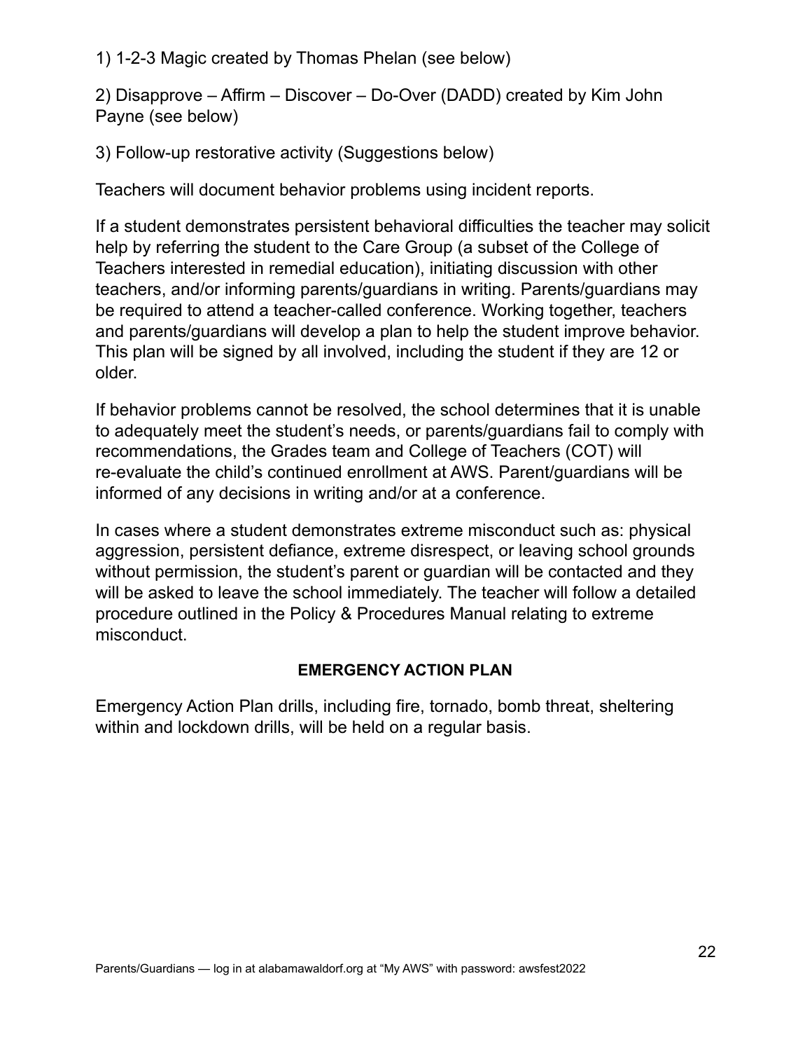1) 1-2-3 Magic created by Thomas Phelan (see below)

2) Disapprove – Affirm – Discover – Do-Over (DADD) created by Kim John Payne (see below)

3) Follow-up restorative activity (Suggestions below)

Teachers will document behavior problems using incident reports.

If a student demonstrates persistent behavioral difficulties the teacher may solicit help by referring the student to the Care Group (a subset of the College of Teachers interested in remedial education), initiating discussion with other teachers, and/or informing parents/guardians in writing. Parents/guardians may be required to attend a teacher-called conference. Working together, teachers and parents/guardians will develop a plan to help the student improve behavior. This plan will be signed by all involved, including the student if they are 12 or older.

If behavior problems cannot be resolved, the school determines that it is unable to adequately meet the student's needs, or parents/guardians fail to comply with recommendations, the Grades team and College of Teachers (COT) will re-evaluate the child's continued enrollment at AWS. Parent/guardians will be informed of any decisions in writing and/or at a conference.

In cases where a student demonstrates extreme misconduct such as: physical aggression, persistent defiance, extreme disrespect, or leaving school grounds without permission, the student's parent or guardian will be contacted and they will be asked to leave the school immediately. The teacher will follow a detailed procedure outlined in the Policy & Procedures Manual relating to extreme misconduct.

## EMERGENCY ACTION PLAN

Emergency Action Plan drills, including fire, tornado, bomb threat, sheltering within and lockdown drills, will be held on a regular basis.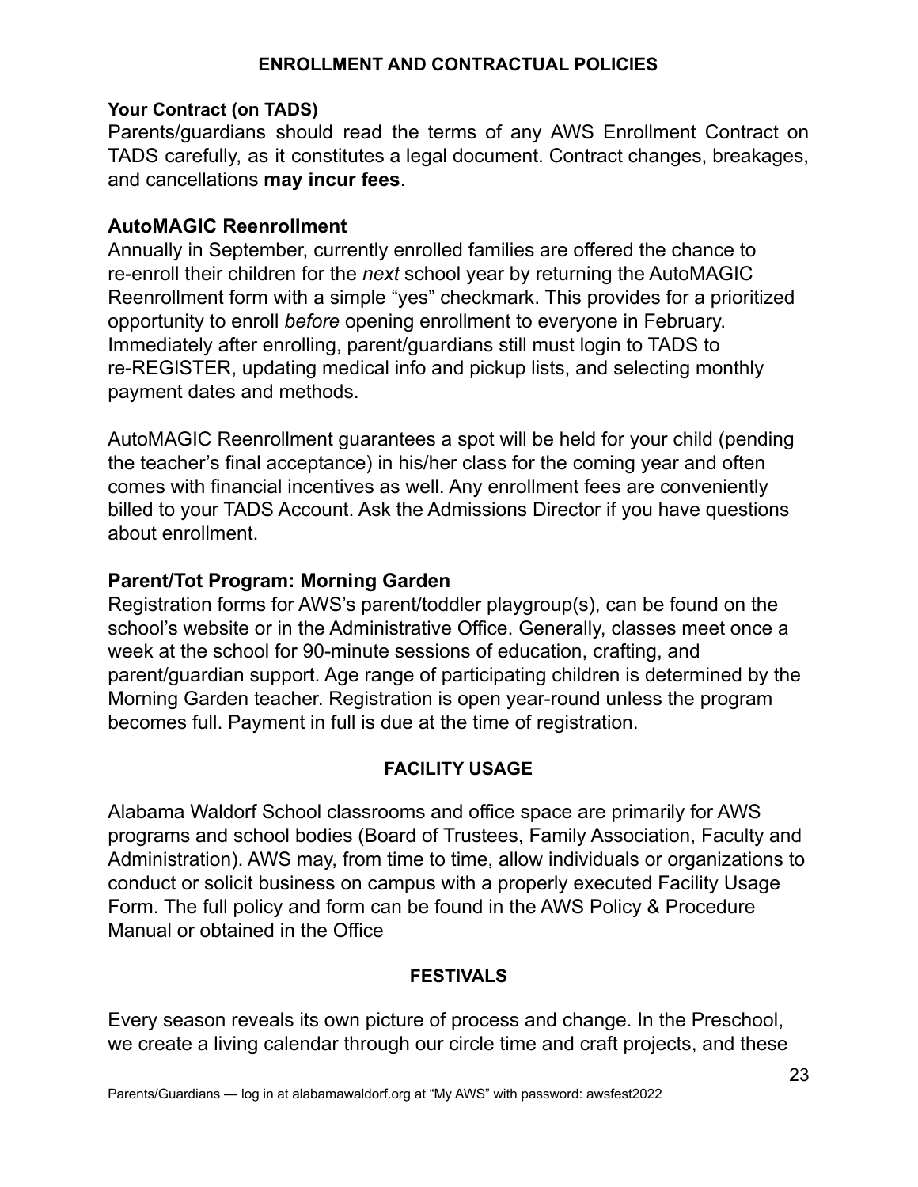## ENROLLMENT AND CONTRACTUAL POLICIES

**Your Contract (on TADS)**
Parents/guardians should read the terms of any AWS Enrollment Contract on TADS carefully, as it constitutes a legal document. Contract changes, breakages, and cancellations **may incur fees**.

### AutoMAGIC Reenrollment

Annually in September, currently enrolled families are offered the chance to re-enroll their children for the *next* school year by returning the AutoMAGIC Reenrollment form with a simple "yes" checkmark. This provides for a prioritized opportunity to enroll *before* opening enrollment to everyone in February. Immediately after enrolling, parent/guardians still must login to TADS to re-REGISTER, updating medical info and pickup lists, and selecting monthly payment dates and methods.

AutoMAGIC Reenrollment guarantees a spot will be held for your child (pending the teacher's final acceptance) in his/her class for the coming year and often comes with financial incentives as well. Any enrollment fees are conveniently billed to your TADS Account. Ask the Admissions Director if you have questions about enrollment.

### Parent/Tot Program: Morning Garden

Registration forms for AWS's parent/toddler playgroup(s), can be found on the school's website or in the Administrative Office. Generally, classes meet once a week at the school for 90-minute sessions of education, crafting, and parent/guardian support. Age range of participating children is determined by the Morning Garden teacher. Registration is open year-round unless the program becomes full. Payment in full is due at the time of registration.

## FACILITY USAGE

Alabama Waldorf School classrooms and office space are primarily for AWS programs and school bodies (Board of Trustees, Family Association, Faculty and Administration). AWS may, from time to time, allow individuals or organizations to conduct or solicit business on campus with a properly executed Facility Usage Form. The full policy and form can be found in the AWS Policy & Procedure Manual or obtained in the Office

## FESTIVALS

Every season reveals its own picture of process and change. In the Preschool, we create a living calendar through our circle time and craft projects, and these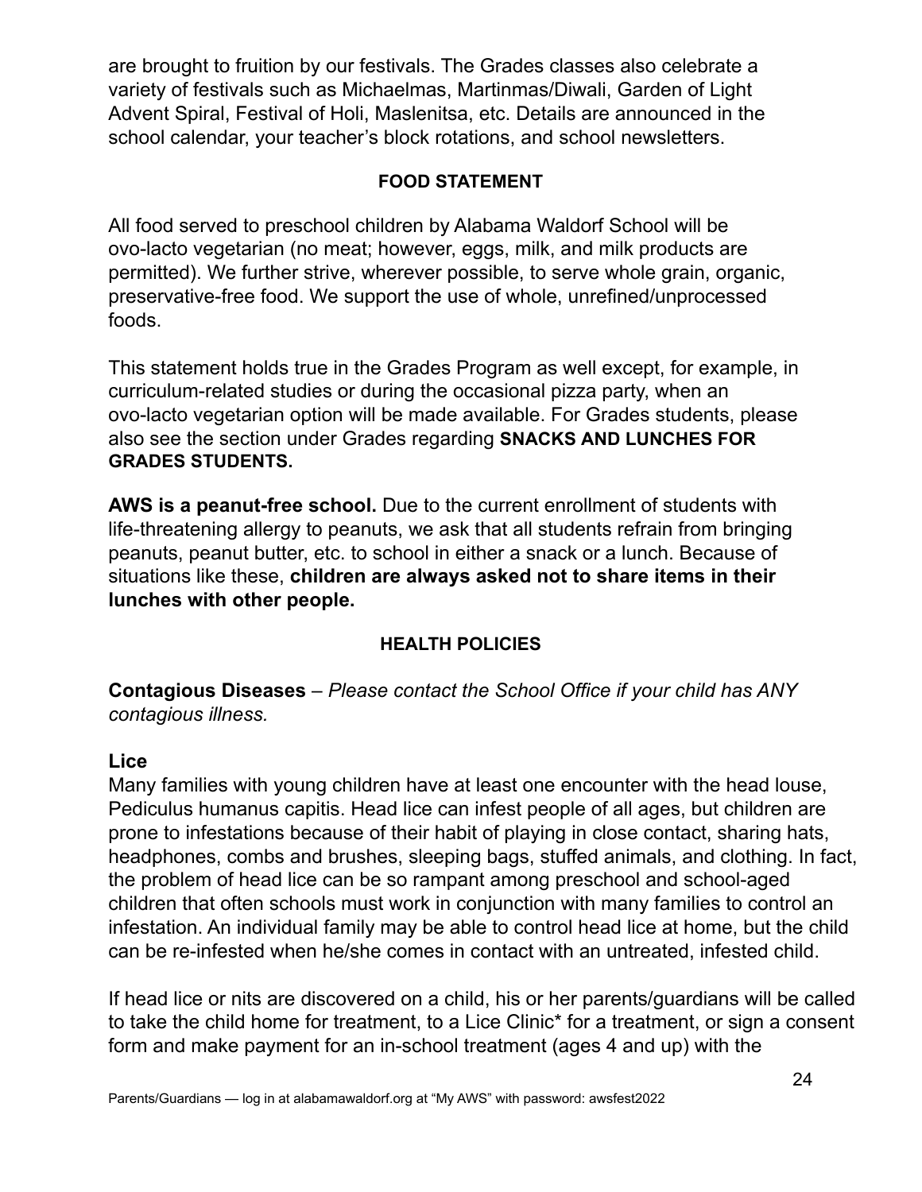are brought to fruition by our festivals. The Grades classes also celebrate a variety of festivals such as Michaelmas, Martinmas/Diwali, Garden of Light Advent Spiral, Festival of Holi, Maslenitsa, etc. Details are announced in the school calendar, your teacher's block rotations, and school newsletters.

## FOOD STATEMENT

All food served to preschool children by Alabama Waldorf School will be ovo-lacto vegetarian (no meat; however, eggs, milk, and milk products are permitted). We further strive, wherever possible, to serve whole grain, organic, preservative-free food. We support the use of whole, unrefined/unprocessed foods.

This statement holds true in the Grades Program as well except, for example, in curriculum-related studies or during the occasional pizza party, when an ovo-lacto vegetarian option will be made available. For Grades students, please also see the section under Grades regarding **SNACKS AND LUNCHES FOR GRADES STUDENTS.**

**AWS is a peanut-free school.** Due to the current enrollment of students with life-threatening allergy to peanuts, we ask that all students refrain from bringing peanuts, peanut butter, etc. to school in either a snack or a lunch. Because of situations like these, **children are always asked not to share items in their lunches with other people.**

## HEALTH POLICIES

**Contagious Diseases** – *Please contact the School Office if your child has ANY contagious illness.*

### Lice

Many families with young children have at least one encounter with the head louse, Pediculus humanus capitis. Head lice can infest people of all ages, but children are prone to infestations because of their habit of playing in close contact, sharing hats, headphones, combs and brushes, sleeping bags, stuffed animals, and clothing. In fact, the problem of head lice can be so rampant among preschool and school-aged children that often schools must work in conjunction with many families to control an infestation. An individual family may be able to control head lice at home, but the child can be re-infested when he/she comes in contact with an untreated, infested child.

If head lice or nits are discovered on a child, his or her parents/guardians will be called to take the child home for treatment, to a Lice Clinic* for a treatment, or sign a consent form and make payment for an in-school treatment (ages 4 and up) with the

Parents/Guardians — log in at alabamawaldorf.org at "My AWS" with password: awsfest2022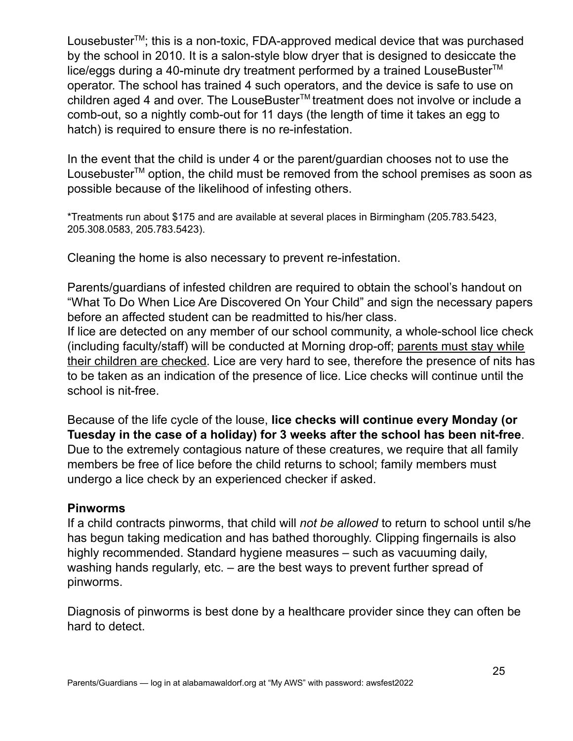Lousebuster™; this is a non-toxic, FDA-approved medical device that was purchased by the school in 2010. It is a salon-style blow dryer that is designed to desiccate the lice/eggs during a 40-minute dry treatment performed by a trained LouseBuster™ operator. The school has trained 4 such operators, and the device is safe to use on children aged 4 and over. The LouseBuster™ treatment does not involve or include a comb-out, so a nightly comb-out for 11 days (the length of time it takes an egg to hatch) is required to ensure there is no re-infestation.

In the event that the child is under 4 or the parent/guardian chooses not to use the Lousebuster™ option, the child must be removed from the school premises as soon as possible because of the likelihood of infesting others.

*Treatments run about $175 and are available at several places in Birmingham (205.783.5423, 205.308.0583, 205.783.5423).

Cleaning the home is also necessary to prevent re-infestation.

Parents/guardians of infested children are required to obtain the school's handout on "What To Do When Lice Are Discovered On Your Child" and sign the necessary papers before an affected student can be readmitted to his/her class.
If lice are detected on any member of our school community, a whole-school lice check (including faculty/staff) will be conducted at Morning drop-off; parents must stay while their children are checked. Lice are very hard to see, therefore the presence of nits has to be taken as an indication of the presence of lice. Lice checks will continue until the school is nit-free.

Because of the life cycle of the louse, **lice checks will continue every Monday (or Tuesday in the case of a holiday) for 3 weeks after the school has been nit-free**. Due to the extremely contagious nature of these creatures, we require that all family members be free of lice before the child returns to school; family members must undergo a lice check by an experienced checker if asked.

**Pinworms**
If a child contracts pinworms, that child will *not be allowed* to return to school until s/he has begun taking medication and has bathed thoroughly. Clipping fingernails is also highly recommended. Standard hygiene measures – such as vacuuming daily, washing hands regularly, etc. – are the best ways to prevent further spread of pinworms.

Diagnosis of pinworms is best done by a healthcare provider since they can often be hard to detect.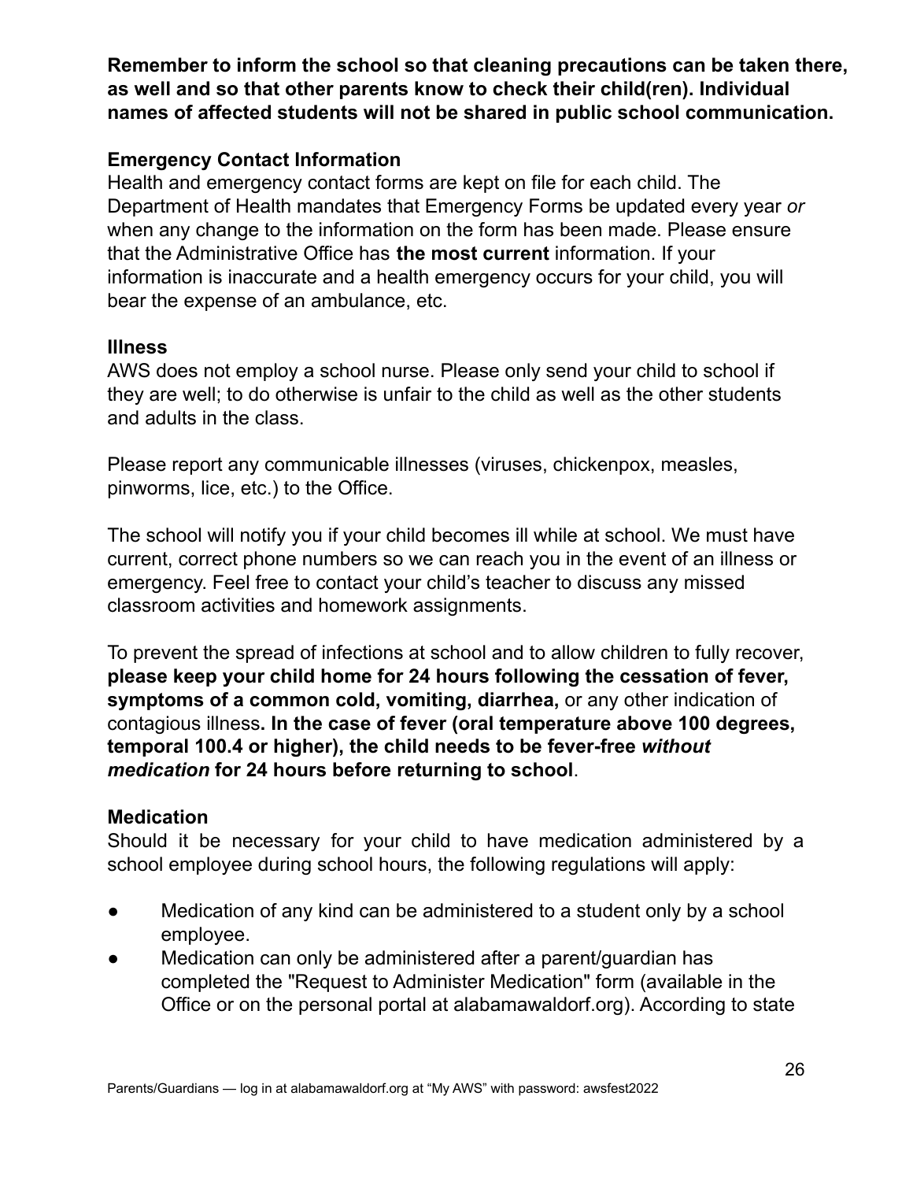**Remember to inform the school so that cleaning precautions can be taken there, as well and so that other parents know to check their child(ren). Individual names of affected students will not be shared in public school communication.**

### Emergency Contact Information

Health and emergency contact forms are kept on file for each child. The Department of Health mandates that Emergency Forms be updated every year *or* when any change to the information on the form has been made. Please ensure that the Administrative Office has **the most current** information. If your information is inaccurate and a health emergency occurs for your child, you will bear the expense of an ambulance, etc.

### Illness

AWS does not employ a school nurse. Please only send your child to school if they are well; to do otherwise is unfair to the child as well as the other students and adults in the class.

Please report any communicable illnesses (viruses, chickenpox, measles, pinworms, lice, etc.) to the Office.

The school will notify you if your child becomes ill while at school. We must have current, correct phone numbers so we can reach you in the event of an illness or emergency. Feel free to contact your child's teacher to discuss any missed classroom activities and homework assignments.

To prevent the spread of infections at school and to allow children to fully recover, **please keep your child home for 24 hours following the cessation of fever, symptoms of a common cold, vomiting, diarrhea,** or any other indication of contagious illness**. In the case of fever (oral temperature above 100 degrees, temporal 100.4 or higher), the child needs to be fever-free *without medication* for 24 hours before returning to school**.

### Medication

Should it be necessary for your child to have medication administered by a school employee during school hours, the following regulations will apply:

- Medication of any kind can be administered to a student only by a school employee.
- Medication can only be administered after a parent/guardian has completed the "Request to Administer Medication" form (available in the Office or on the personal portal at alabamawaldorf.org). According to state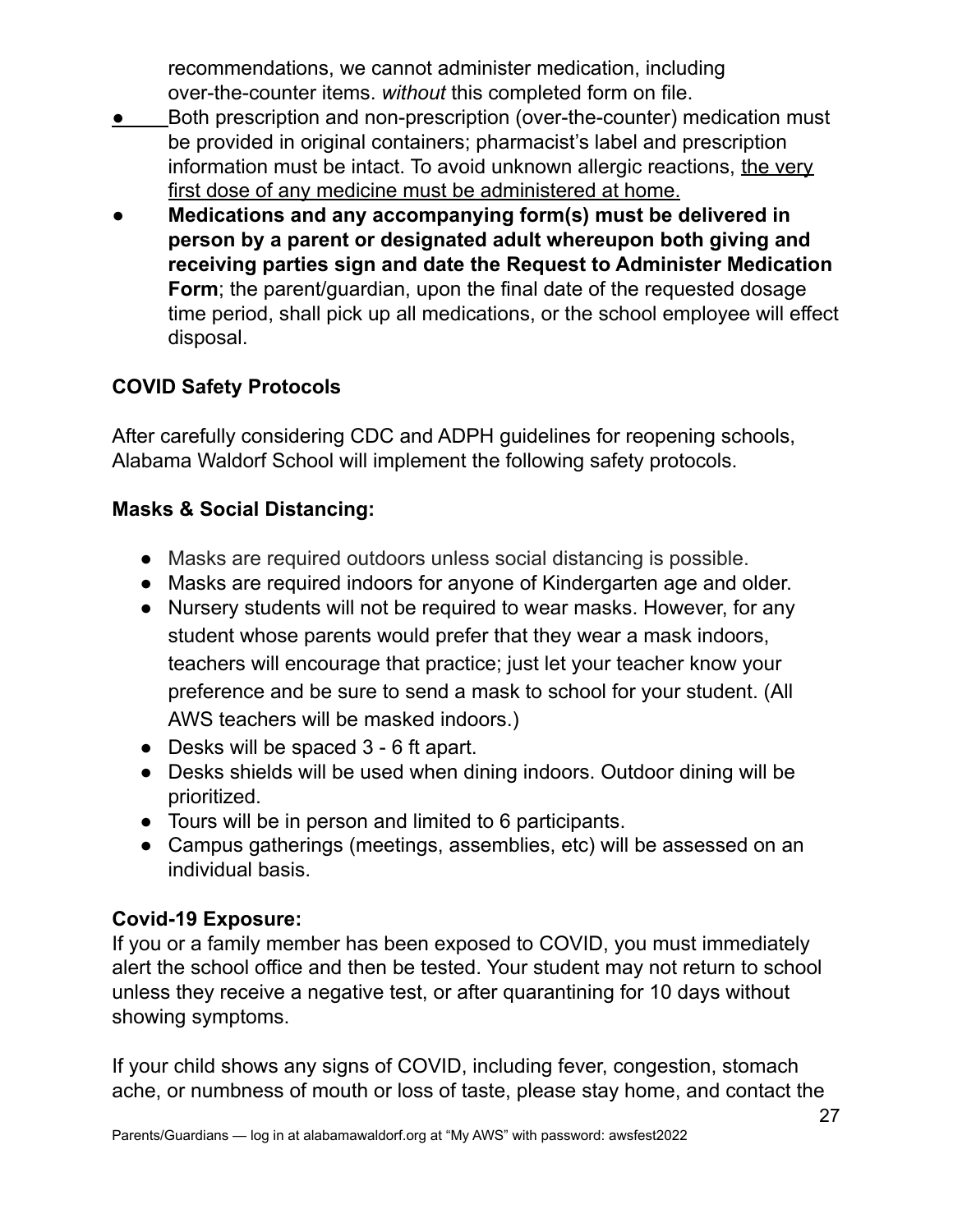recommendations, we cannot administer medication, including over-the-counter items. *without* this completed form on file.

- Both prescription and non-prescription (over-the-counter) medication must be provided in original containers; pharmacist's label and prescription information must be intact. To avoid unknown allergic reactions, the very first dose of any medicine must be administered at home.
- **Medications and any accompanying form(s) must be delivered in person by a parent or designated adult whereupon both giving and receiving parties sign and date the Request to Administer Medication Form**; the parent/guardian, upon the final date of the requested dosage time period, shall pick up all medications, or the school employee will effect disposal.

**COVID Safety Protocols**

After carefully considering CDC and ADPH guidelines for reopening schools, Alabama Waldorf School will implement the following safety protocols.

**Masks & Social Distancing:**

- Masks are required outdoors unless social distancing is possible.
- Masks are required indoors for anyone of Kindergarten age and older.
- Nursery students will not be required to wear masks. However, for any student whose parents would prefer that they wear a mask indoors, teachers will encourage that practice; just let your teacher know your preference and be sure to send a mask to school for your student. (All AWS teachers will be masked indoors.)
- Desks will be spaced 3 - 6 ft apart.
- Desks shields will be used when dining indoors. Outdoor dining will be prioritized.
- Tours will be in person and limited to 6 participants.
- Campus gatherings (meetings, assemblies, etc) will be assessed on an individual basis.

**Covid-19 Exposure:**
If you or a family member has been exposed to COVID, you must immediately alert the school office and then be tested. Your student may not return to school unless they receive a negative test, or after quarantining for 10 days without showing symptoms.

If your child shows any signs of COVID, including fever, congestion, stomach ache, or numbness of mouth or loss of taste, please stay home, and contact the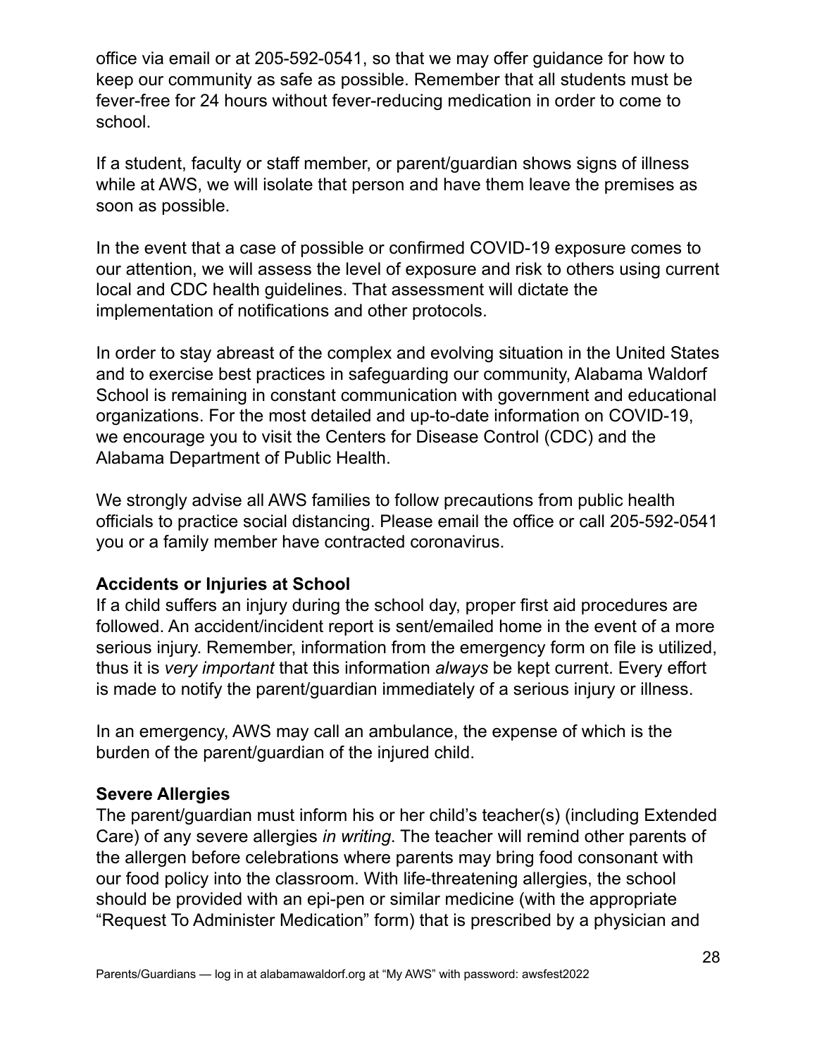office via email or at 205-592-0541, so that we may offer guidance for how to keep our community as safe as possible. Remember that all students must be fever-free for 24 hours without fever-reducing medication in order to come to school.

If a student, faculty or staff member, or parent/guardian shows signs of illness while at AWS, we will isolate that person and have them leave the premises as soon as possible.

In the event that a case of possible or confirmed COVID-19 exposure comes to our attention, we will assess the level of exposure and risk to others using current local and CDC health guidelines. That assessment will dictate the implementation of notifications and other protocols.

In order to stay abreast of the complex and evolving situation in the United States and to exercise best practices in safeguarding our community, Alabama Waldorf School is remaining in constant communication with government and educational organizations. For the most detailed and up-to-date information on COVID-19, we encourage you to visit the Centers for Disease Control (CDC) and the Alabama Department of Public Health.

We strongly advise all AWS families to follow precautions from public health officials to practice social distancing. Please email the office or call 205-592-0541 you or a family member have contracted coronavirus.

**Accidents or Injuries at School**

If a child suffers an injury during the school day, proper first aid procedures are followed. An accident/incident report is sent/emailed home in the event of a more serious injury. Remember, information from the emergency form on file is utilized, thus it is *very important* that this information *always* be kept current. Every effort is made to notify the parent/guardian immediately of a serious injury or illness.

In an emergency, AWS may call an ambulance, the expense of which is the burden of the parent/guardian of the injured child.

**Severe Allergies**

The parent/guardian must inform his or her child's teacher(s) (including Extended Care) of any severe allergies *in writing*. The teacher will remind other parents of the allergen before celebrations where parents may bring food consonant with our food policy into the classroom. With life-threatening allergies, the school should be provided with an epi-pen or similar medicine (with the appropriate "Request To Administer Medication" form) that is prescribed by a physician and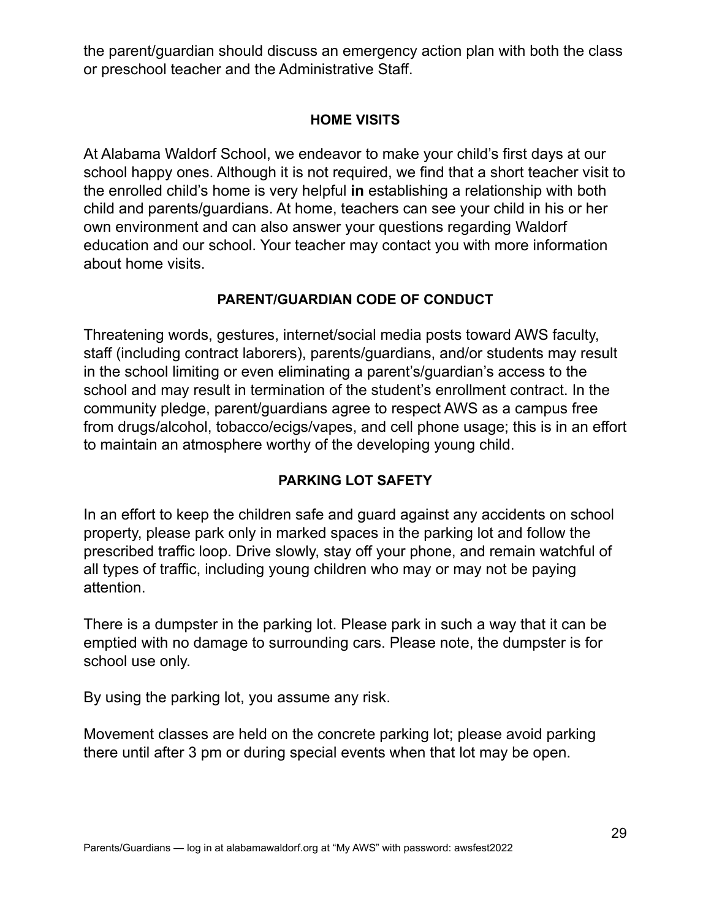the parent/guardian should discuss an emergency action plan with both the class or preschool teacher and the Administrative Staff.

## HOME VISITS

At Alabama Waldorf School, we endeavor to make your child's first days at our school happy ones. Although it is not required, we find that a short teacher visit to the enrolled child's home is very helpful **in** establishing a relationship with both child and parents/guardians. At home, teachers can see your child in his or her own environment and can also answer your questions regarding Waldorf education and our school. Your teacher may contact you with more information about home visits.

## PARENT/GUARDIAN CODE OF CONDUCT

Threatening words, gestures, internet/social media posts toward AWS faculty, staff (including contract laborers), parents/guardians, and/or students may result in the school limiting or even eliminating a parent's/guardian's access to the school and may result in termination of the student's enrollment contract. In the community pledge, parent/guardians agree to respect AWS as a campus free from drugs/alcohol, tobacco/ecigs/vapes, and cell phone usage; this is in an effort to maintain an atmosphere worthy of the developing young child.

## PARKING LOT SAFETY

In an effort to keep the children safe and guard against any accidents on school property, please park only in marked spaces in the parking lot and follow the prescribed traffic loop. Drive slowly, stay off your phone, and remain watchful of all types of traffic, including young children who may or may not be paying attention.

There is a dumpster in the parking lot. Please park in such a way that it can be emptied with no damage to surrounding cars. Please note, the dumpster is for school use only.

By using the parking lot, you assume any risk.

Movement classes are held on the concrete parking lot; please avoid parking there until after 3 pm or during special events when that lot may be open.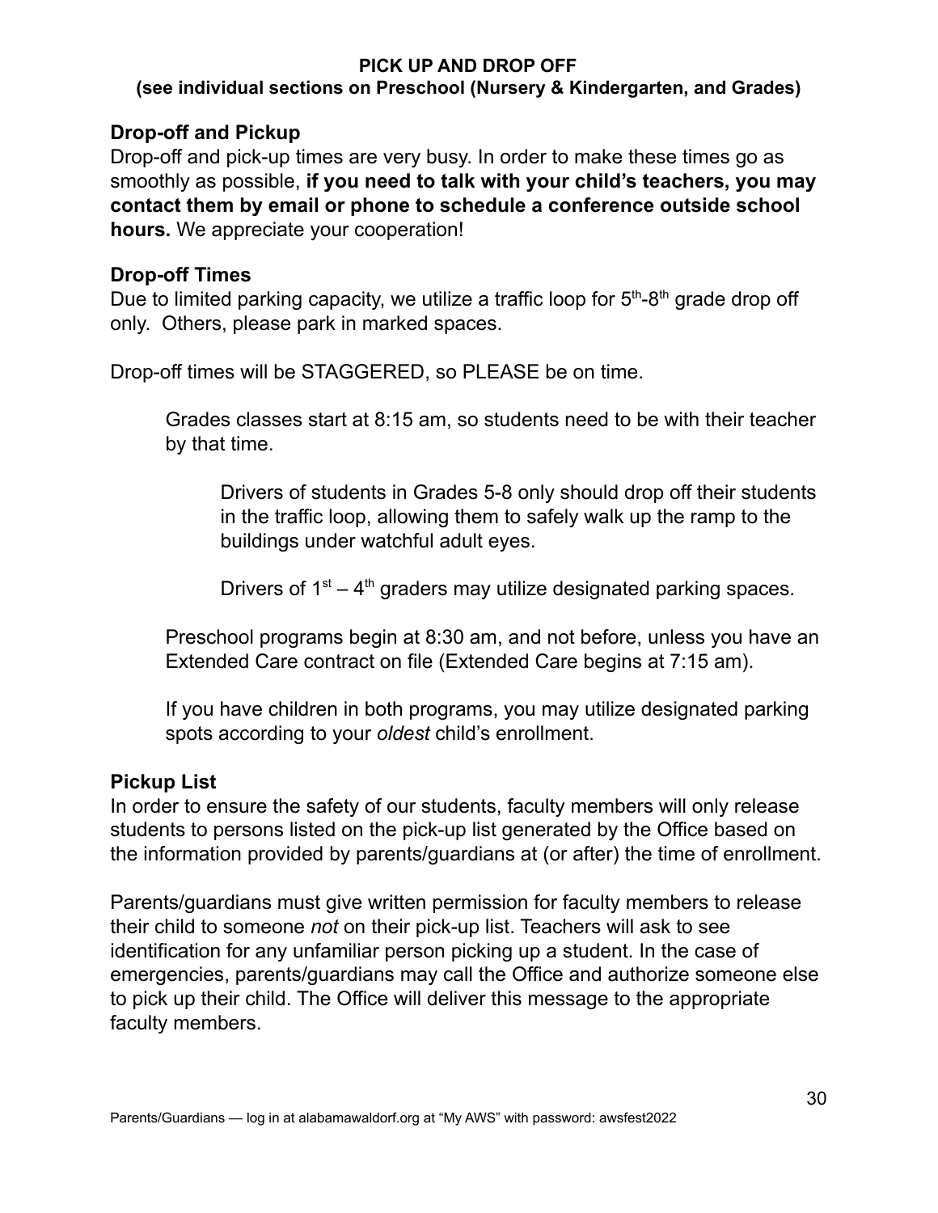## PICK UP AND DROP OFF

**(see individual sections on Preschool (Nursery & Kindergarten, and Grades)**

### Drop-off and Pickup

Drop-off and pick-up times are very busy. In order to make these times go as smoothly as possible, **if you need to talk with your child's teachers, you may contact them by email or phone to schedule a conference outside school hours.** We appreciate your cooperation!

### Drop-off Times

Due to limited parking capacity, we utilize a traffic loop for 5th-8th grade drop off only. Others, please park in marked spaces.

Drop-off times will be STAGGERED, so PLEASE be on time.

> Grades classes start at 8:15 am, so students need to be with their teacher by that time.
>
> > Drivers of students in Grades 5-8 only should drop off their students in the traffic loop, allowing them to safely walk up the ramp to the buildings under watchful adult eyes.
> >
> > Drivers of 1st – 4th graders may utilize designated parking spaces.
>
> Preschool programs begin at 8:30 am, and not before, unless you have an Extended Care contract on file (Extended Care begins at 7:15 am).
>
> If you have children in both programs, you may utilize designated parking spots according to your *oldest* child's enrollment.

### Pickup List

In order to ensure the safety of our students, faculty members will only release students to persons listed on the pick-up list generated by the Office based on the information provided by parents/guardians at (or after) the time of enrollment.

Parents/guardians must give written permission for faculty members to release their child to someone *not* on their pick-up list. Teachers will ask to see identification for any unfamiliar person picking up a student. In the case of emergencies, parents/guardians may call the Office and authorize someone else to pick up their child. The Office will deliver this message to the appropriate faculty members.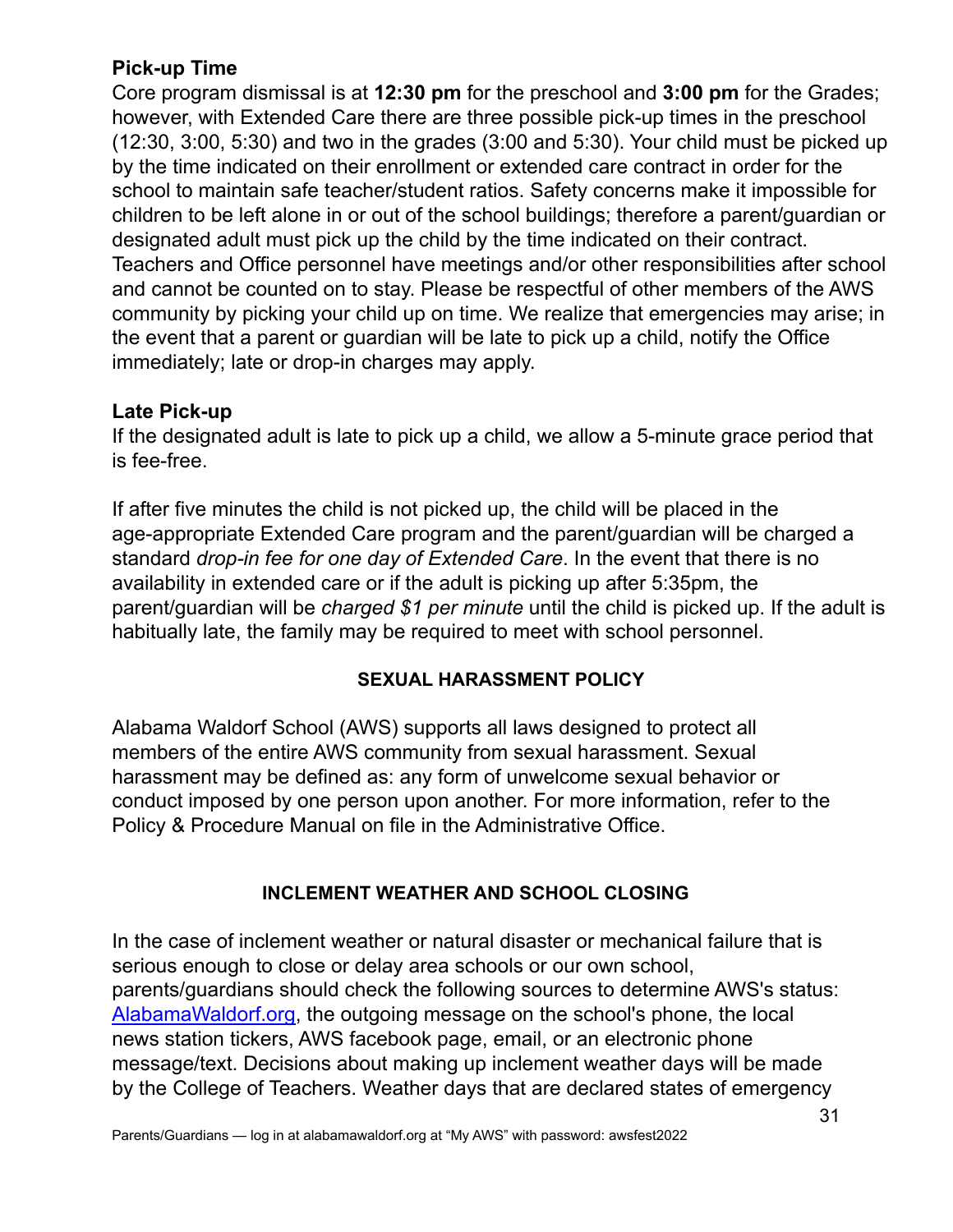### Pick-up Time

Core program dismissal is at **12:30 pm** for the preschool and **3:00 pm** for the Grades; however, with Extended Care there are three possible pick-up times in the preschool (12:30, 3:00, 5:30) and two in the grades (3:00 and 5:30). Your child must be picked up by the time indicated on their enrollment or extended care contract in order for the school to maintain safe teacher/student ratios. Safety concerns make it impossible for children to be left alone in or out of the school buildings; therefore a parent/guardian or designated adult must pick up the child by the time indicated on their contract. Teachers and Office personnel have meetings and/or other responsibilities after school and cannot be counted on to stay. Please be respectful of other members of the AWS community by picking your child up on time. We realize that emergencies may arise; in the event that a parent or guardian will be late to pick up a child, notify the Office immediately; late or drop-in charges may apply.

### Late Pick-up

If the designated adult is late to pick up a child, we allow a 5-minute grace period that is fee-free.

If after five minutes the child is not picked up, the child will be placed in the age-appropriate Extended Care program and the parent/guardian will be charged a standard *drop-in fee for one day of Extended Care*. In the event that there is no availability in extended care or if the adult is picking up after 5:35pm, the parent/guardian will be *charged $1 per minute* until the child is picked up. If the adult is habitually late, the family may be required to meet with school personnel.

## SEXUAL HARASSMENT POLICY

Alabama Waldorf School (AWS) supports all laws designed to protect all members of the entire AWS community from sexual harassment. Sexual harassment may be defined as: any form of unwelcome sexual behavior or conduct imposed by one person upon another. For more information, refer to the Policy & Procedure Manual on file in the Administrative Office.

## INCLEMENT WEATHER AND SCHOOL CLOSING

In the case of inclement weather or natural disaster or mechanical failure that is serious enough to close or delay area schools or our own school, parents/guardians should check the following sources to determine AWS's status: [AlabamaWaldorf.org](http://AlabamaWaldorf.org), the outgoing message on the school's phone, the local news station tickers, AWS facebook page, email, or an electronic phone message/text. Decisions about making up inclement weather days will be made by the College of Teachers. Weather days that are declared states of emergency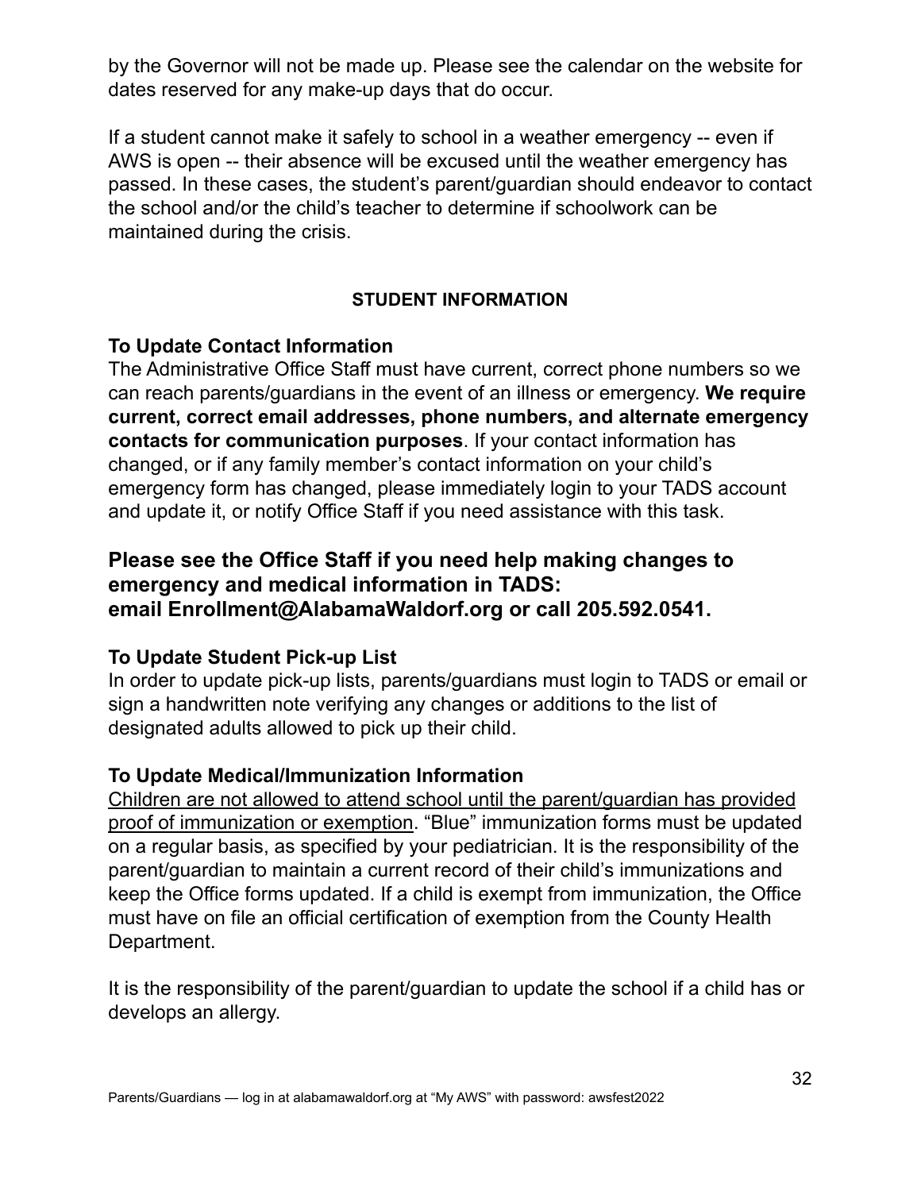by the Governor will not be made up. Please see the calendar on the website for dates reserved for any make-up days that do occur.

If a student cannot make it safely to school in a weather emergency -- even if AWS is open -- their absence will be excused until the weather emergency has passed. In these cases, the student's parent/guardian should endeavor to contact the school and/or the child's teacher to determine if schoolwork can be maintained during the crisis.

## STUDENT INFORMATION

### To Update Contact Information

The Administrative Office Staff must have current, correct phone numbers so we can reach parents/guardians in the event of an illness or emergency. **We require current, correct email addresses, phone numbers, and alternate emergency contacts for communication purposes**. If your contact information has changed, or if any family member's contact information on your child's emergency form has changed, please immediately login to your TADS account and update it, or notify Office Staff if you need assistance with this task.

**Please see the Office Staff if you need help making changes to emergency and medical information in TADS:**
**email Enrollment@AlabamaWaldorf.org or call 205.592.0541.**

### To Update Student Pick-up List

In order to update pick-up lists, parents/guardians must login to TADS or email or sign a handwritten note verifying any changes or additions to the list of designated adults allowed to pick up their child.

### To Update Medical/Immunization Information

Children are not allowed to attend school until the parent/guardian has provided proof of immunization or exemption. "Blue" immunization forms must be updated on a regular basis, as specified by your pediatrician. It is the responsibility of the parent/guardian to maintain a current record of their child's immunizations and keep the Office forms updated. If a child is exempt from immunization, the Office must have on file an official certification of exemption from the County Health Department.

It is the responsibility of the parent/guardian to update the school if a child has or develops an allergy.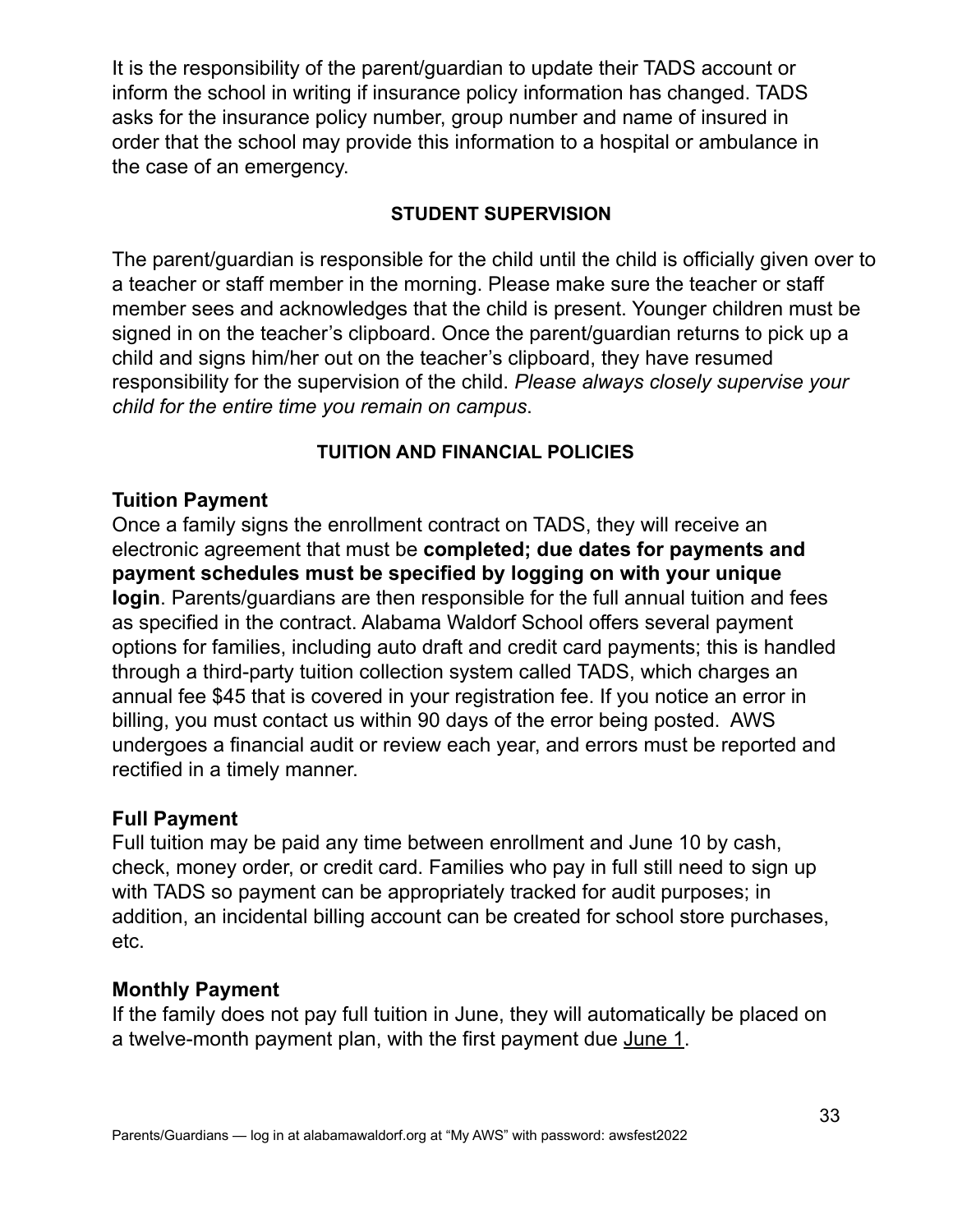It is the responsibility of the parent/guardian to update their TADS account or inform the school in writing if insurance policy information has changed. TADS asks for the insurance policy number, group number and name of insured in order that the school may provide this information to a hospital or ambulance in the case of an emergency.

## STUDENT SUPERVISION

The parent/guardian is responsible for the child until the child is officially given over to a teacher or staff member in the morning. Please make sure the teacher or staff member sees and acknowledges that the child is present. Younger children must be signed in on the teacher's clipboard. Once the parent/guardian returns to pick up a child and signs him/her out on the teacher's clipboard, they have resumed responsibility for the supervision of the child. *Please always closely supervise your child for the entire time you remain on campus*.

## TUITION AND FINANCIAL POLICIES

### Tuition Payment

Once a family signs the enrollment contract on TADS, they will receive an electronic agreement that must be **completed; due dates for payments and payment schedules must be specified by logging on with your unique login**. Parents/guardians are then responsible for the full annual tuition and fees as specified in the contract. Alabama Waldorf School offers several payment options for families, including auto draft and credit card payments; this is handled through a third-party tuition collection system called TADS, which charges an annual fee $45 that is covered in your registration fee. If you notice an error in billing, you must contact us within 90 days of the error being posted. AWS undergoes a financial audit or review each year, and errors must be reported and rectified in a timely manner.

### Full Payment

Full tuition may be paid any time between enrollment and June 10 by cash, check, money order, or credit card. Families who pay in full still need to sign up with TADS so payment can be appropriately tracked for audit purposes; in addition, an incidental billing account can be created for school store purchases, etc.

### Monthly Payment

If the family does not pay full tuition in June, they will automatically be placed on a twelve-month payment plan, with the first payment due June 1.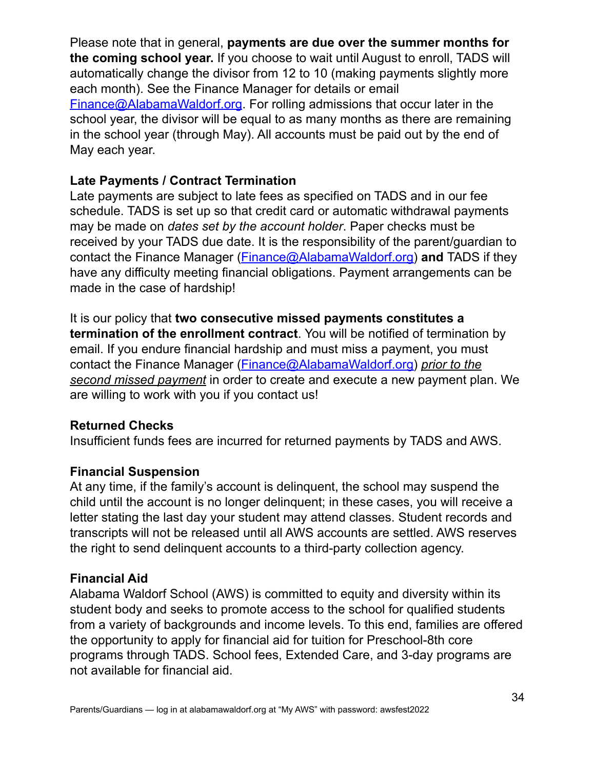Please note that in general, **payments are due over the summer months for the coming school year.** If you choose to wait until August to enroll, TADS will automatically change the divisor from 12 to 10 (making payments slightly more each month). See the Finance Manager for details or email Finance@AlabamaWaldorf.org. For rolling admissions that occur later in the school year, the divisor will be equal to as many months as there are remaining in the school year (through May). All accounts must be paid out by the end of May each year.

**Late Payments / Contract Termination**
Late payments are subject to late fees as specified on TADS and in our fee schedule. TADS is set up so that credit card or automatic withdrawal payments may be made on *dates set by the account holder*. Paper checks must be received by your TADS due date. It is the responsibility of the parent/guardian to contact the Finance Manager (Finance@AlabamaWaldorf.org) **and** TADS if they have any difficulty meeting financial obligations. Payment arrangements can be made in the case of hardship!

It is our policy that **two consecutive missed payments constitutes a termination of the enrollment contract**. You will be notified of termination by email. If you endure financial hardship and must miss a payment, you must contact the Finance Manager (Finance@AlabamaWaldorf.org) *prior to the second missed payment* in order to create and execute a new payment plan. We are willing to work with you if you contact us!

**Returned Checks**
Insufficient funds fees are incurred for returned payments by TADS and AWS.

**Financial Suspension**
At any time, if the family's account is delinquent, the school may suspend the child until the account is no longer delinquent; in these cases, you will receive a letter stating the last day your student may attend classes. Student records and transcripts will not be released until all AWS accounts are settled. AWS reserves the right to send delinquent accounts to a third-party collection agency.

**Financial Aid**
Alabama Waldorf School (AWS) is committed to equity and diversity within its student body and seeks to promote access to the school for qualified students from a variety of backgrounds and income levels. To this end, families are offered the opportunity to apply for financial aid for tuition for Preschool-8th core programs through TADS. School fees, Extended Care, and 3-day programs are not available for financial aid.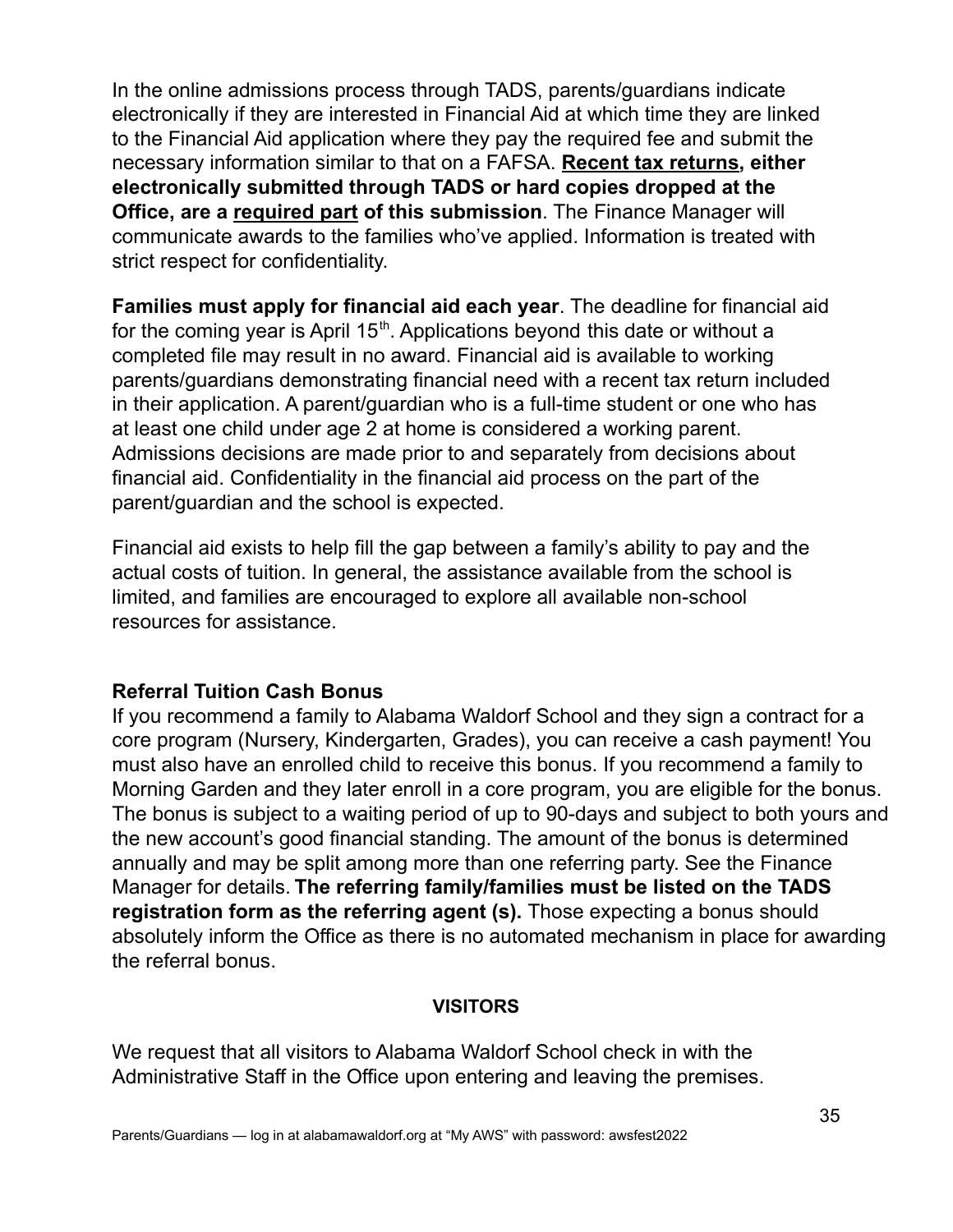In the online admissions process through TADS, parents/guardians indicate electronically if they are interested in Financial Aid at which time they are linked to the Financial Aid application where they pay the required fee and submit the necessary information similar to that on a FAFSA. **Recent tax returns, either electronically submitted through TADS or hard copies dropped at the Office, are a required part of this submission**. The Finance Manager will communicate awards to the families who've applied. Information is treated with strict respect for confidentiality.

**Families must apply for financial aid each year**. The deadline for financial aid for the coming year is April 15th. Applications beyond this date or without a completed file may result in no award. Financial aid is available to working parents/guardians demonstrating financial need with a recent tax return included in their application. A parent/guardian who is a full-time student or one who has at least one child under age 2 at home is considered a working parent. Admissions decisions are made prior to and separately from decisions about financial aid. Confidentiality in the financial aid process on the part of the parent/guardian and the school is expected.

Financial aid exists to help fill the gap between a family's ability to pay and the actual costs of tuition. In general, the assistance available from the school is limited, and families are encouraged to explore all available non-school resources for assistance.

### Referral Tuition Cash Bonus

If you recommend a family to Alabama Waldorf School and they sign a contract for a core program (Nursery, Kindergarten, Grades), you can receive a cash payment! You must also have an enrolled child to receive this bonus. If you recommend a family to Morning Garden and they later enroll in a core program, you are eligible for the bonus. The bonus is subject to a waiting period of up to 90-days and subject to both yours and the new account's good financial standing. The amount of the bonus is determined annually and may be split among more than one referring party. See the Finance Manager for details. **The referring family/families must be listed on the TADS registration form as the referring agent (s).** Those expecting a bonus should absolutely inform the Office as there is no automated mechanism in place for awarding the referral bonus.

## VISITORS

We request that all visitors to Alabama Waldorf School check in with the Administrative Staff in the Office upon entering and leaving the premises.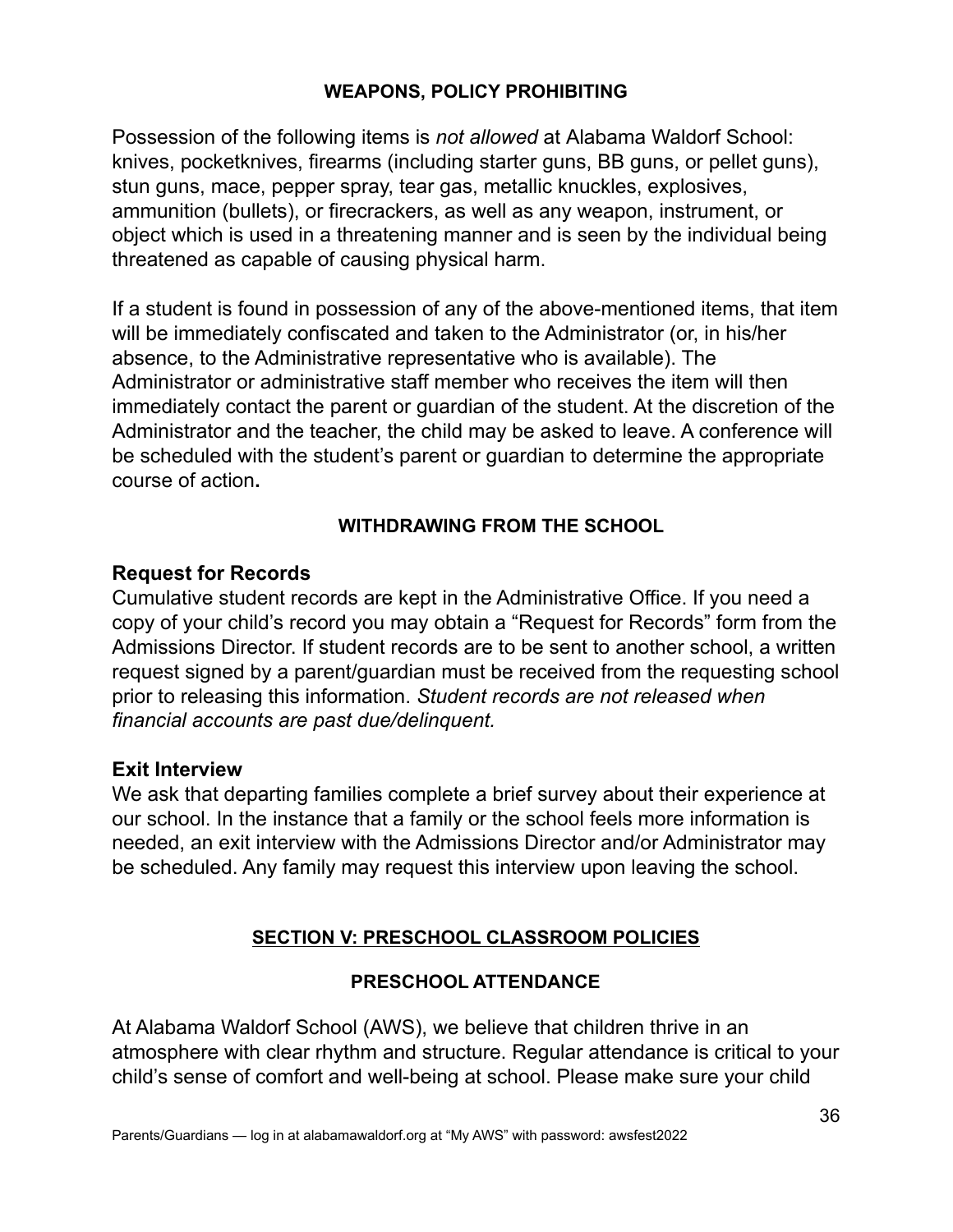### WEAPONS, POLICY PROHIBITING

Possession of the following items is *not allowed* at Alabama Waldorf School: knives, pocketknives, firearms (including starter guns, BB guns, or pellet guns), stun guns, mace, pepper spray, tear gas, metallic knuckles, explosives, ammunition (bullets), or firecrackers, as well as any weapon, instrument, or object which is used in a threatening manner and is seen by the individual being threatened as capable of causing physical harm.

If a student is found in possession of any of the above-mentioned items, that item will be immediately confiscated and taken to the Administrator (or, in his/her absence, to the Administrative representative who is available). The Administrator or administrative staff member who receives the item will then immediately contact the parent or guardian of the student. At the discretion of the Administrator and the teacher, the child may be asked to leave. A conference will be scheduled with the student's parent or guardian to determine the appropriate course of action**.**

### WITHDRAWING FROM THE SCHOOL

#### Request for Records

Cumulative student records are kept in the Administrative Office. If you need a copy of your child's record you may obtain a "Request for Records" form from the Admissions Director. If student records are to be sent to another school, a written request signed by a parent/guardian must be received from the requesting school prior to releasing this information. *Student records are not released when financial accounts are past due/delinquent.*

#### Exit Interview

We ask that departing families complete a brief survey about their experience at our school. In the instance that a family or the school feels more information is needed, an exit interview with the Admissions Director and/or Administrator may be scheduled. Any family may request this interview upon leaving the school.

## SECTION V: PRESCHOOL CLASSROOM POLICIES

### PRESCHOOL ATTENDANCE

At Alabama Waldorf School (AWS), we believe that children thrive in an atmosphere with clear rhythm and structure. Regular attendance is critical to your child's sense of comfort and well-being at school. Please make sure your child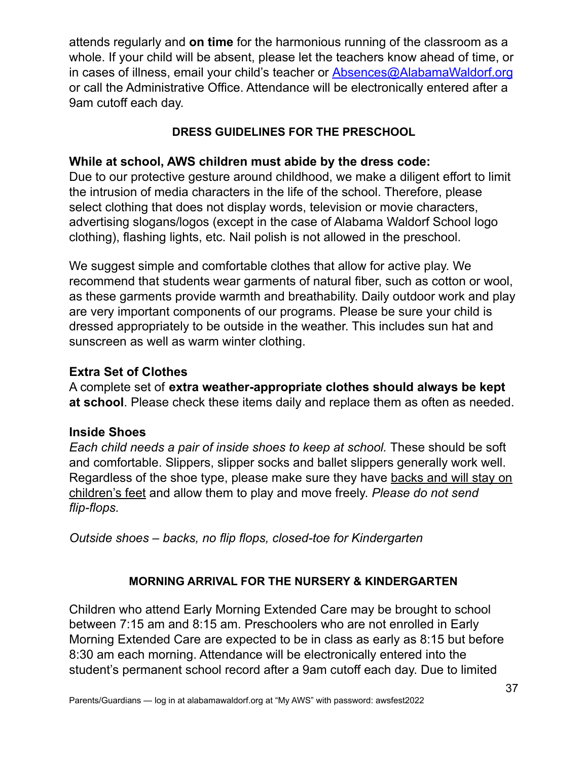attends regularly and **on time** for the harmonious running of the classroom as a whole. If your child will be absent, please let the teachers know ahead of time, or in cases of illness, email your child's teacher or [Absences@AlabamaWaldorf.org](mailto:Absences@AlabamaWaldorf.org) or call the Administrative Office. Attendance will be electronically entered after a 9am cutoff each day.

## DRESS GUIDELINES FOR THE PRESCHOOL

**While at school, AWS children must abide by the dress code:**
Due to our protective gesture around childhood, we make a diligent effort to limit the intrusion of media characters in the life of the school. Therefore, please select clothing that does not display words, television or movie characters, advertising slogans/logos (except in the case of Alabama Waldorf School logo clothing), flashing lights, etc. Nail polish is not allowed in the preschool.

We suggest simple and comfortable clothes that allow for active play. We recommend that students wear garments of natural fiber, such as cotton or wool, as these garments provide warmth and breathability. Daily outdoor work and play are very important components of our programs. Please be sure your child is dressed appropriately to be outside in the weather. This includes sun hat and sunscreen as well as warm winter clothing.

### Extra Set of Clothes

A complete set of **extra weather-appropriate clothes should always be kept at school**. Please check these items daily and replace them as often as needed.

### Inside Shoes

*Each child needs a pair of inside shoes to keep at school.* These should be soft and comfortable. Slippers, slipper socks and ballet slippers generally work well. Regardless of the shoe type, please make sure they have backs and will stay on children's feet and allow them to play and move freely. *Please do not send flip-flops.*

*Outside shoes – backs, no flip flops, closed-toe for Kindergarten*

## MORNING ARRIVAL FOR THE NURSERY & KINDERGARTEN

Children who attend Early Morning Extended Care may be brought to school between 7:15 am and 8:15 am. Preschoolers who are not enrolled in Early Morning Extended Care are expected to be in class as early as 8:15 but before 8:30 am each morning. Attendance will be electronically entered into the student's permanent school record after a 9am cutoff each day. Due to limited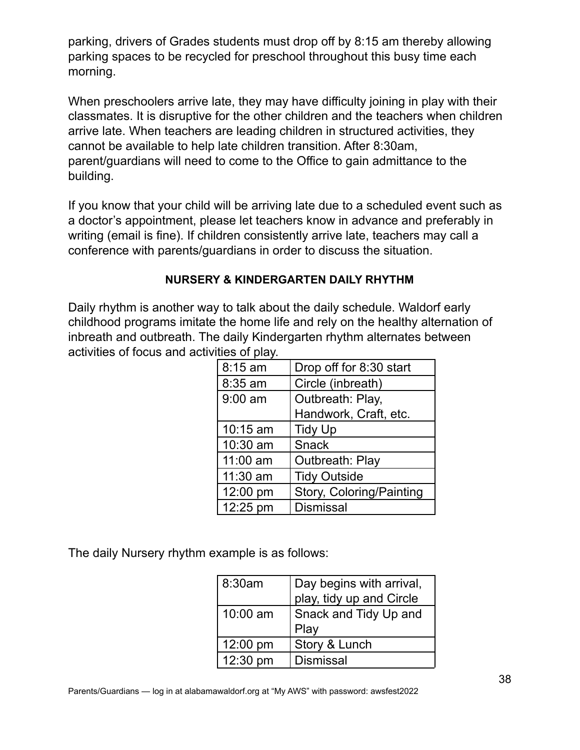parking, drivers of Grades students must drop off by 8:15 am thereby allowing parking spaces to be recycled for preschool throughout this busy time each morning.

When preschoolers arrive late, they may have difficulty joining in play with their classmates. It is disruptive for the other children and the teachers when children arrive late. When teachers are leading children in structured activities, they cannot be available to help late children transition. After 8:30am, parent/guardians will need to come to the Office to gain admittance to the building.

If you know that your child will be arriving late due to a scheduled event such as a doctor's appointment, please let teachers know in advance and preferably in writing (email is fine). If children consistently arrive late, teachers may call a conference with parents/guardians in order to discuss the situation.

## NURSERY & KINDERGARTEN DAILY RHYTHM

Daily rhythm is another way to talk about the daily schedule. Waldorf early childhood programs imitate the home life and rely on the healthy alternation of inbreath and outbreath. The daily Kindergarten rhythm alternates between activities of focus and activities of play.

| 8:15 am | Drop off for 8:30 start |
|---|---|
| 8:35 am | Circle (inbreath) |
| 9:00 am | Outbreath: Play, Handwork, Craft, etc. |
| 10:15 am | Tidy Up |
| 10:30 am | Snack |
| 11:00 am | Outbreath: Play |
| 11:30 am | Tidy Outside |
| 12:00 pm | Story, Coloring/Painting |
| 12:25 pm | Dismissal |

The daily Nursery rhythm example is as follows:

| 8:30am | Day begins with arrival, play, tidy up and Circle |
|---|---|
| 10:00 am | Snack and Tidy Up and Play |
| 12:00 pm | Story & Lunch |
| 12:30 pm | Dismissal |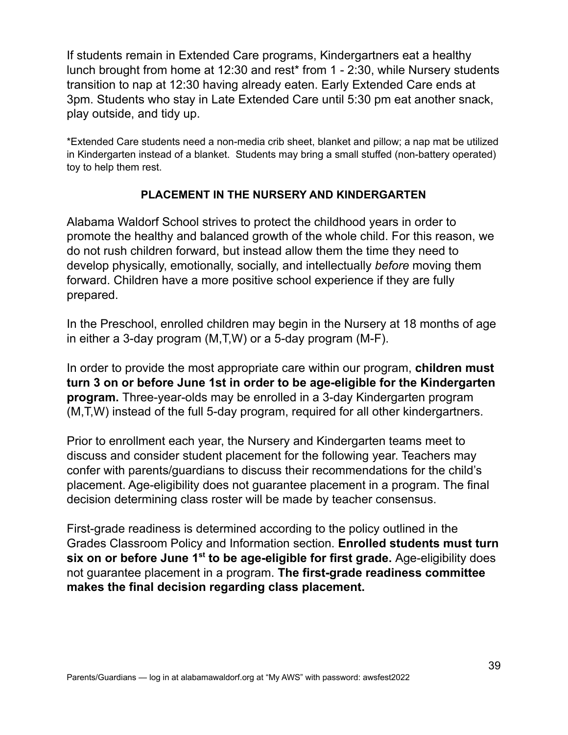If students remain in Extended Care programs, Kindergartners eat a healthy lunch brought from home at 12:30 and rest* from 1 - 2:30, while Nursery students transition to nap at 12:30 having already eaten. Early Extended Care ends at 3pm. Students who stay in Late Extended Care until 5:30 pm eat another snack, play outside, and tidy up.

*Extended Care students need a non-media crib sheet, blanket and pillow; a nap mat be utilized in Kindergarten instead of a blanket. Students may bring a small stuffed (non-battery operated) toy to help them rest.

### PLACEMENT IN THE NURSERY AND KINDERGARTEN

Alabama Waldorf School strives to protect the childhood years in order to promote the healthy and balanced growth of the whole child. For this reason, we do not rush children forward, but instead allow them the time they need to develop physically, emotionally, socially, and intellectually *before* moving them forward. Children have a more positive school experience if they are fully prepared.

In the Preschool, enrolled children may begin in the Nursery at 18 months of age in either a 3-day program (M,T,W) or a 5-day program (M-F).

In order to provide the most appropriate care within our program, **children must turn 3 on or before June 1st in order to be age-eligible for the Kindergarten program.** Three-year-olds may be enrolled in a 3-day Kindergarten program (M,T,W) instead of the full 5-day program, required for all other kindergartners.

Prior to enrollment each year, the Nursery and Kindergarten teams meet to discuss and consider student placement for the following year. Teachers may confer with parents/guardians to discuss their recommendations for the child's placement. Age-eligibility does not guarantee placement in a program. The final decision determining class roster will be made by teacher consensus.

First-grade readiness is determined according to the policy outlined in the Grades Classroom Policy and Information section. **Enrolled students must turn six on or before June 1st to be age-eligible for first grade.** Age-eligibility does not guarantee placement in a program. **The first-grade readiness committee makes the final decision regarding class placement.**

Parents/Guardians — log in at alabamawaldorf.org at "My AWS" with password: awsfest2022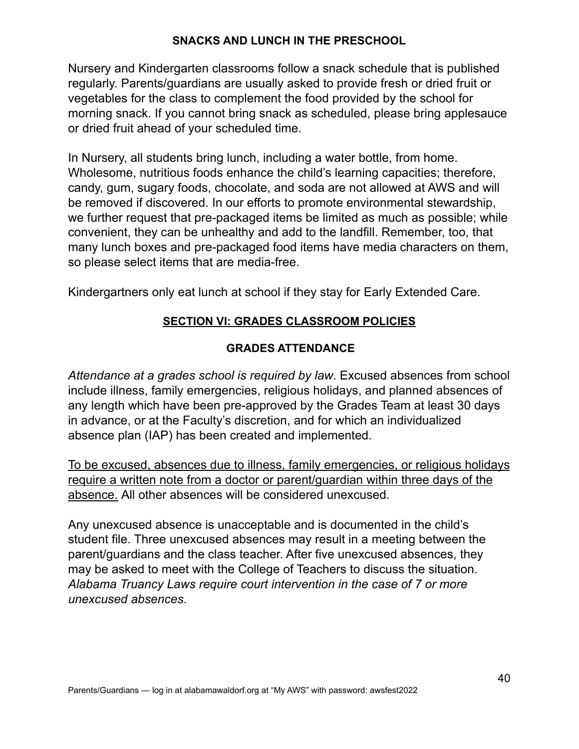### SNACKS AND LUNCH IN THE PRESCHOOL

Nursery and Kindergarten classrooms follow a snack schedule that is published regularly. Parents/guardians are usually asked to provide fresh or dried fruit or vegetables for the class to complement the food provided by the school for morning snack. If you cannot bring snack as scheduled, please bring applesauce or dried fruit ahead of your scheduled time.

In Nursery, all students bring lunch, including a water bottle, from home. Wholesome, nutritious foods enhance the child's learning capacities; therefore, candy, gum, sugary foods, chocolate, and soda are not allowed at AWS and will be removed if discovered. In our efforts to promote environmental stewardship, we further request that pre-packaged items be limited as much as possible; while convenient, they can be unhealthy and add to the landfill. Remember, too, that many lunch boxes and pre-packaged food items have media characters on them, so please select items that are media-free.

Kindergartners only eat lunch at school if they stay for Early Extended Care.

## SECTION VI: GRADES CLASSROOM POLICIES

### GRADES ATTENDANCE

*Attendance at a grades school is required by law*. Excused absences from school include illness, family emergencies, religious holidays, and planned absences of any length which have been pre-approved by the Grades Team at least 30 days in advance, or at the Faculty's discretion, and for which an individualized absence plan (IAP) has been created and implemented.

<u>To be excused, absences due to illness, family emergencies, or religious holidays require a written note from a doctor or parent/guardian within three days of the absence.</u> All other absences will be considered unexcused.

Any unexcused absence is unacceptable and is documented in the child's student file. Three unexcused absences may result in a meeting between the parent/guardians and the class teacher. After five unexcused absences, they may be asked to meet with the College of Teachers to discuss the situation. *Alabama Truancy Laws require court intervention in the case of 7 or more unexcused absences*.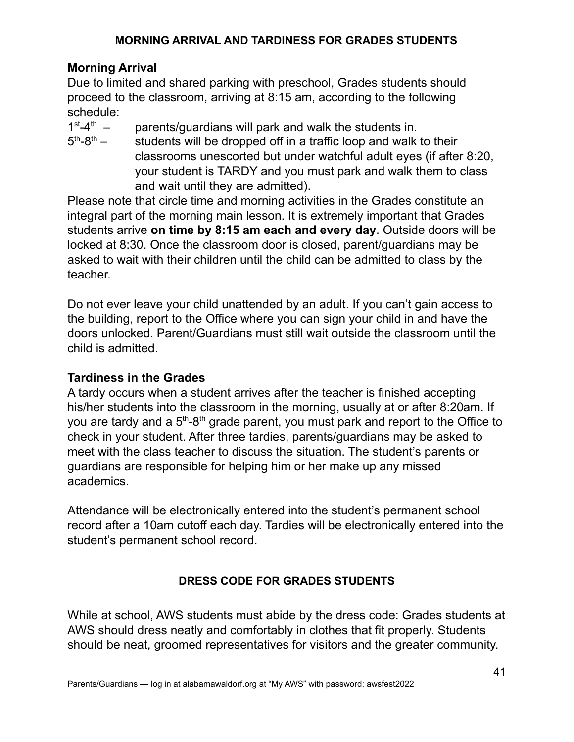## MORNING ARRIVAL AND TARDINESS FOR GRADES STUDENTS

### Morning Arrival

Due to limited and shared parking with preschool, Grades students should proceed to the classroom, arriving at 8:15 am, according to the following schedule:

1st-4th – parents/guardians will park and walk the students in.

5th-8th – students will be dropped off in a traffic loop and walk to their classrooms unescorted but under watchful adult eyes (if after 8:20, your student is TARDY and you must park and walk them to class and wait until they are admitted).

Please note that circle time and morning activities in the Grades constitute an integral part of the morning main lesson. It is extremely important that Grades students arrive **on time by 8:15 am each and every day**. Outside doors will be locked at 8:30. Once the classroom door is closed, parent/guardians may be asked to wait with their children until the child can be admitted to class by the teacher.

Do not ever leave your child unattended by an adult. If you can't gain access to the building, report to the Office where you can sign your child in and have the doors unlocked. Parent/Guardians must still wait outside the classroom until the child is admitted.

### Tardiness in the Grades

A tardy occurs when a student arrives after the teacher is finished accepting his/her students into the classroom in the morning, usually at or after 8:20am. If you are tardy and a 5th-8th grade parent, you must park and report to the Office to check in your student. After three tardies, parents/guardians may be asked to meet with the class teacher to discuss the situation. The student's parents or guardians are responsible for helping him or her make up any missed academics.

Attendance will be electronically entered into the student's permanent school record after a 10am cutoff each day. Tardies will be electronically entered into the student's permanent school record.

## DRESS CODE FOR GRADES STUDENTS

While at school, AWS students must abide by the dress code: Grades students at AWS should dress neatly and comfortably in clothes that fit properly. Students should be neat, groomed representatives for visitors and the greater community.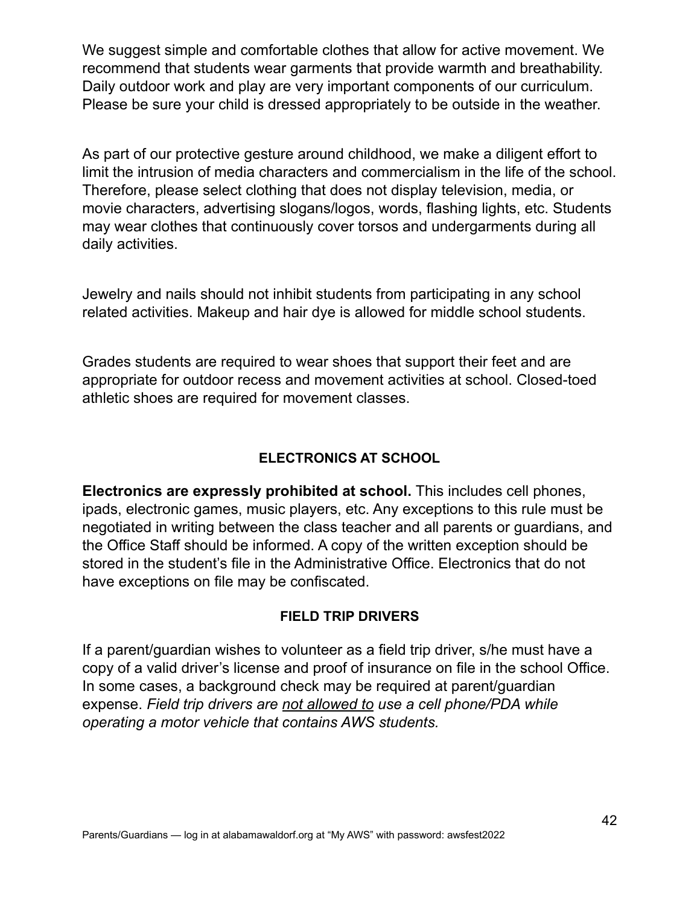We suggest simple and comfortable clothes that allow for active movement. We recommend that students wear garments that provide warmth and breathability. Daily outdoor work and play are very important components of our curriculum. Please be sure your child is dressed appropriately to be outside in the weather.

As part of our protective gesture around childhood, we make a diligent effort to limit the intrusion of media characters and commercialism in the life of the school. Therefore, please select clothing that does not display television, media, or movie characters, advertising slogans/logos, words, flashing lights, etc. Students may wear clothes that continuously cover torsos and undergarments during all daily activities.

Jewelry and nails should not inhibit students from participating in any school related activities. Makeup and hair dye is allowed for middle school students.

Grades students are required to wear shoes that support their feet and are appropriate for outdoor recess and movement activities at school. Closed-toed athletic shoes are required for movement classes.

## ELECTRONICS AT SCHOOL

**Electronics are expressly prohibited at school.** This includes cell phones, ipads, electronic games, music players, etc. Any exceptions to this rule must be negotiated in writing between the class teacher and all parents or guardians, and the Office Staff should be informed. A copy of the written exception should be stored in the student's file in the Administrative Office. Electronics that do not have exceptions on file may be confiscated.

## FIELD TRIP DRIVERS

If a parent/guardian wishes to volunteer as a field trip driver, s/he must have a copy of a valid driver's license and proof of insurance on file in the school Office. In some cases, a background check may be required at parent/guardian expense. *Field trip drivers are <u>not allowed to</u> use a cell phone/PDA while operating a motor vehicle that contains AWS students.*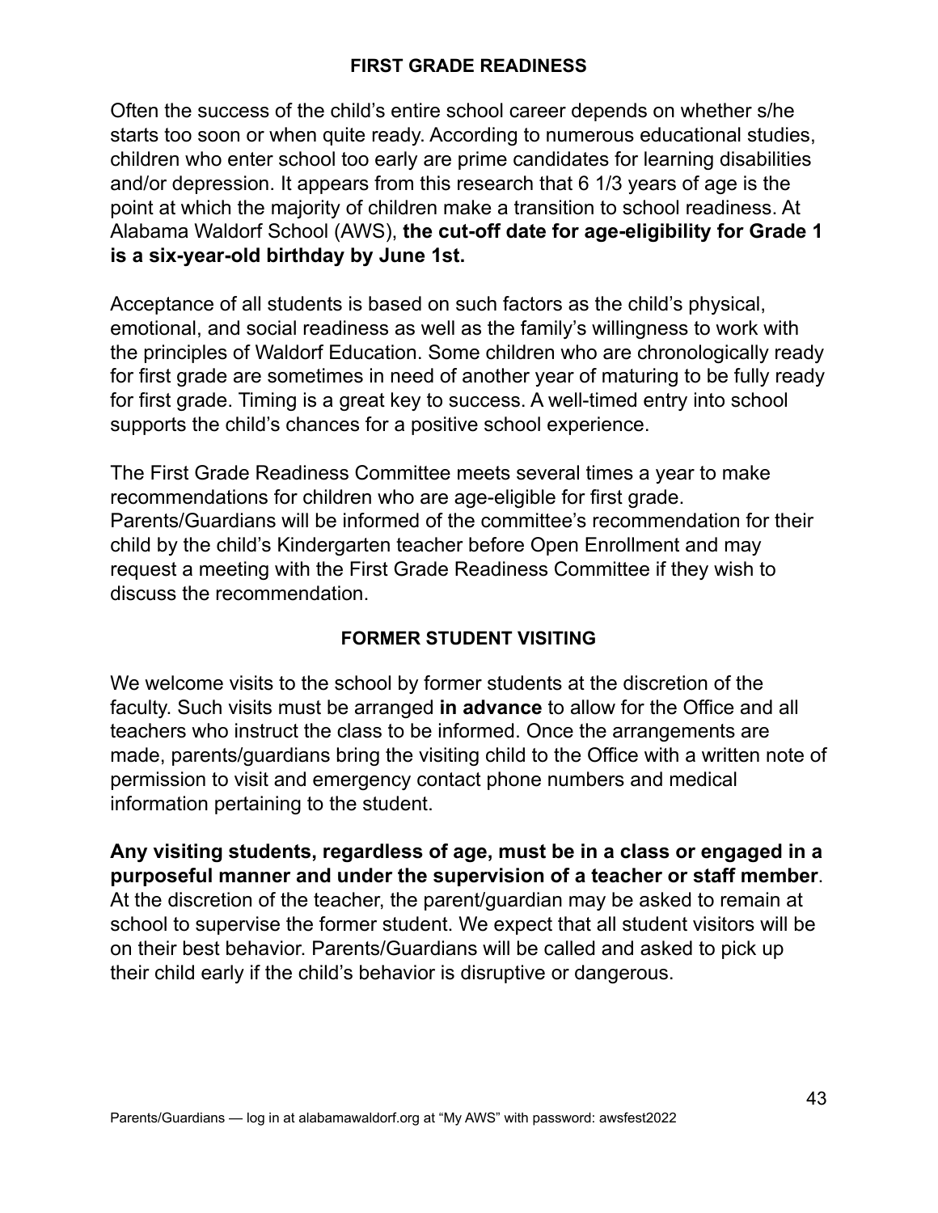## FIRST GRADE READINESS

Often the success of the child's entire school career depends on whether s/he starts too soon or when quite ready. According to numerous educational studies, children who enter school too early are prime candidates for learning disabilities and/or depression. It appears from this research that 6 1/3 years of age is the point at which the majority of children make a transition to school readiness. At Alabama Waldorf School (AWS), **the cut-off date for age-eligibility for Grade 1 is a six-year-old birthday by June 1st.**

Acceptance of all students is based on such factors as the child's physical, emotional, and social readiness as well as the family's willingness to work with the principles of Waldorf Education. Some children who are chronologically ready for first grade are sometimes in need of another year of maturing to be fully ready for first grade. Timing is a great key to success. A well-timed entry into school supports the child's chances for a positive school experience.

The First Grade Readiness Committee meets several times a year to make recommendations for children who are age-eligible for first grade. Parents/Guardians will be informed of the committee's recommendation for their child by the child's Kindergarten teacher before Open Enrollment and may request a meeting with the First Grade Readiness Committee if they wish to discuss the recommendation.

## FORMER STUDENT VISITING

We welcome visits to the school by former students at the discretion of the faculty. Such visits must be arranged **in advance** to allow for the Office and all teachers who instruct the class to be informed. Once the arrangements are made, parents/guardians bring the visiting child to the Office with a written note of permission to visit and emergency contact phone numbers and medical information pertaining to the student.

**Any visiting students, regardless of age, must be in a class or engaged in a purposeful manner and under the supervision of a teacher or staff member**. At the discretion of the teacher, the parent/guardian may be asked to remain at school to supervise the former student. We expect that all student visitors will be on their best behavior. Parents/Guardians will be called and asked to pick up their child early if the child's behavior is disruptive or dangerous.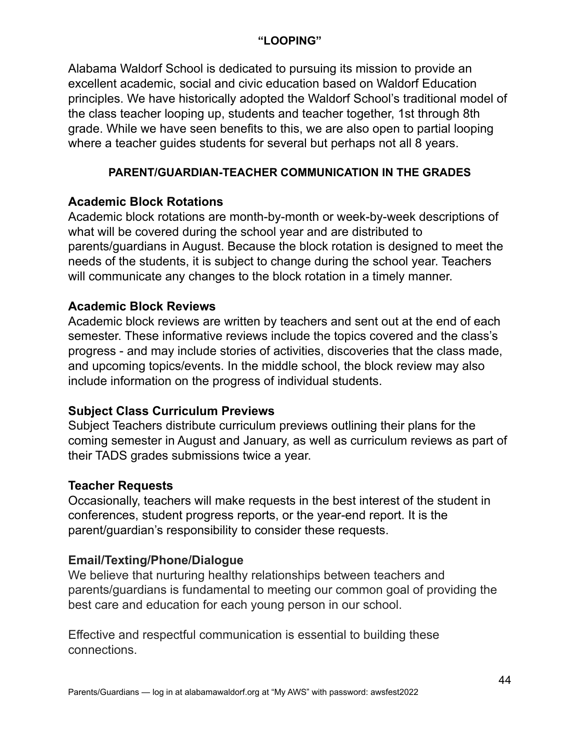## "LOOPING"

Alabama Waldorf School is dedicated to pursuing its mission to provide an excellent academic, social and civic education based on Waldorf Education principles. We have historically adopted the Waldorf School's traditional model of the class teacher looping up, students and teacher together, 1st through 8th grade. While we have seen benefits to this, we are also open to partial looping where a teacher guides students for several but perhaps not all 8 years.

## PARENT/GUARDIAN-TEACHER COMMUNICATION IN THE GRADES

### Academic Block Rotations

Academic block rotations are month-by-month or week-by-week descriptions of what will be covered during the school year and are distributed to parents/guardians in August. Because the block rotation is designed to meet the needs of the students, it is subject to change during the school year. Teachers will communicate any changes to the block rotation in a timely manner.

### Academic Block Reviews

Academic block reviews are written by teachers and sent out at the end of each semester. These informative reviews include the topics covered and the class's progress - and may include stories of activities, discoveries that the class made, and upcoming topics/events. In the middle school, the block review may also include information on the progress of individual students.

### Subject Class Curriculum Previews

Subject Teachers distribute curriculum previews outlining their plans for the coming semester in August and January, as well as curriculum reviews as part of their TADS grades submissions twice a year.

### Teacher Requests

Occasionally, teachers will make requests in the best interest of the student in conferences, student progress reports, or the year-end report. It is the parent/guardian's responsibility to consider these requests.

### Email/Texting/Phone/Dialogue

We believe that nurturing healthy relationships between teachers and parents/guardians is fundamental to meeting our common goal of providing the best care and education for each young person in our school.

Effective and respectful communication is essential to building these connections.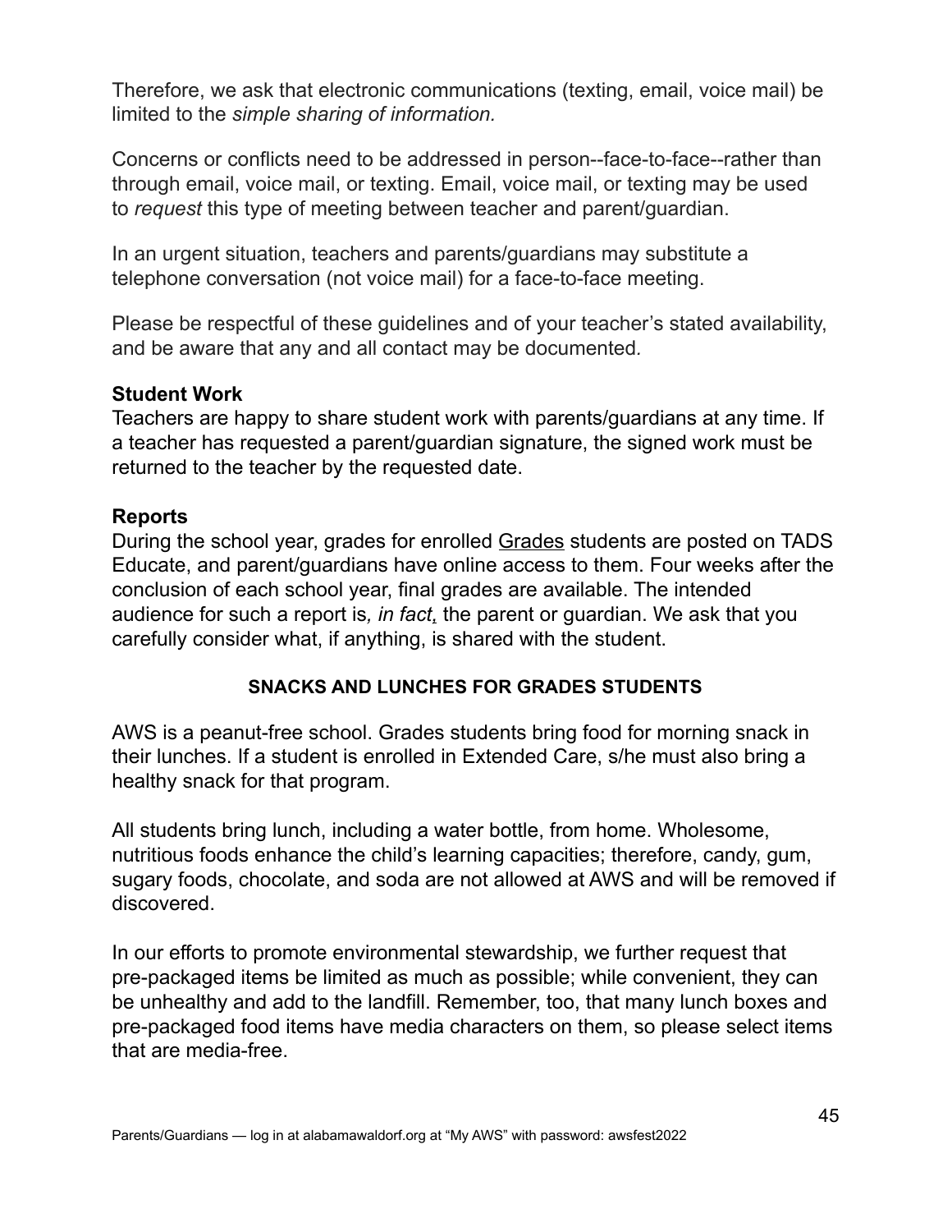Therefore, we ask that electronic communications (texting, email, voice mail) be limited to the *simple sharing of information.*

Concerns or conflicts need to be addressed in person--face-to-face--rather than through email, voice mail, or texting. Email, voice mail, or texting may be used to *request* this type of meeting between teacher and parent/guardian.

In an urgent situation, teachers and parents/guardians may substitute a telephone conversation (not voice mail) for a face-to-face meeting.

Please be respectful of these guidelines and of your teacher's stated availability, and be aware that any and all contact may be documented.

**Student Work**
Teachers are happy to share student work with parents/guardians at any time. If a teacher has requested a parent/guardian signature, the signed work must be returned to the teacher by the requested date.

**Reports**
During the school year, grades for enrolled Grades students are posted on TADS Educate, and parent/guardians have online access to them. Four weeks after the conclusion of each school year, final grades are available. The intended audience for such a report is*, in fact,* the parent or guardian. We ask that you carefully consider what, if anything, is shared with the student.

## SNACKS AND LUNCHES FOR GRADES STUDENTS

AWS is a peanut-free school. Grades students bring food for morning snack in their lunches. If a student is enrolled in Extended Care, s/he must also bring a healthy snack for that program.

All students bring lunch, including a water bottle, from home. Wholesome, nutritious foods enhance the child's learning capacities; therefore, candy, gum, sugary foods, chocolate, and soda are not allowed at AWS and will be removed if discovered.

In our efforts to promote environmental stewardship, we further request that pre-packaged items be limited as much as possible; while convenient, they can be unhealthy and add to the landfill. Remember, too, that many lunch boxes and pre-packaged food items have media characters on them, so please select items that are media-free.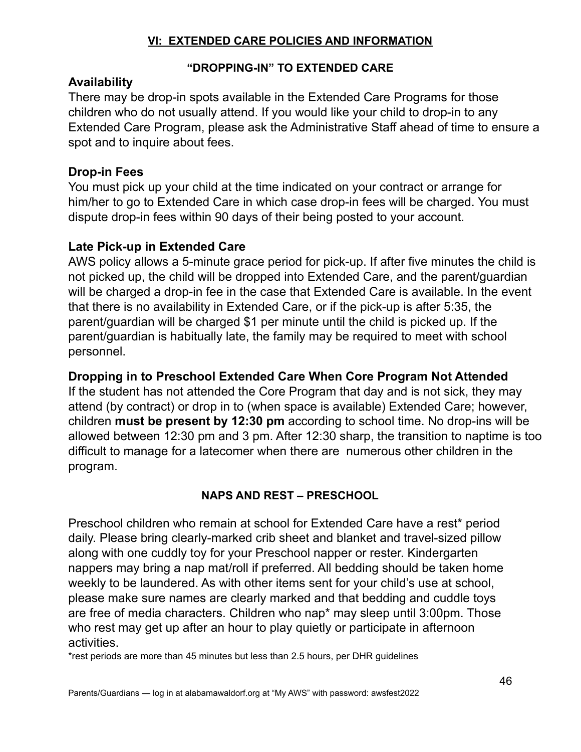## VI: EXTENDED CARE POLICIES AND INFORMATION

### "DROPPING-IN" TO EXTENDED CARE

**Availability**

There may be drop-in spots available in the Extended Care Programs for those children who do not usually attend. If you would like your child to drop-in to any Extended Care Program, please ask the Administrative Staff ahead of time to ensure a spot and to inquire about fees.

**Drop-in Fees**

You must pick up your child at the time indicated on your contract or arrange for him/her to go to Extended Care in which case drop-in fees will be charged. You must dispute drop-in fees within 90 days of their being posted to your account.

**Late Pick-up in Extended Care**

AWS policy allows a 5-minute grace period for pick-up. If after five minutes the child is not picked up, the child will be dropped into Extended Care, and the parent/guardian will be charged a drop-in fee in the case that Extended Care is available. In the event that there is no availability in Extended Care, or if the pick-up is after 5:35, the parent/guardian will be charged $1 per minute until the child is picked up. If the parent/guardian is habitually late, the family may be required to meet with school personnel.

**Dropping in to Preschool Extended Care When Core Program Not Attended**

If the student has not attended the Core Program that day and is not sick, they may attend (by contract) or drop in to (when space is available) Extended Care; however, children **must be present by 12:30 pm** according to school time. No drop-ins will be allowed between 12:30 pm and 3 pm. After 12:30 sharp, the transition to naptime is too difficult to manage for a latecomer when there are numerous other children in the program.

### NAPS AND REST – PRESCHOOL

Preschool children who remain at school for Extended Care have a rest* period daily. Please bring clearly-marked crib sheet and blanket and travel-sized pillow along with one cuddly toy for your Preschool napper or rester. Kindergarten nappers may bring a nap mat/roll if preferred. All bedding should be taken home weekly to be laundered. As with other items sent for your child's use at school, please make sure names are clearly marked and that bedding and cuddle toys are free of media characters. Children who nap* may sleep until 3:00pm. Those who rest may get up after an hour to play quietly or participate in afternoon activities.

*rest periods are more than 45 minutes but less than 2.5 hours, per DHR guidelines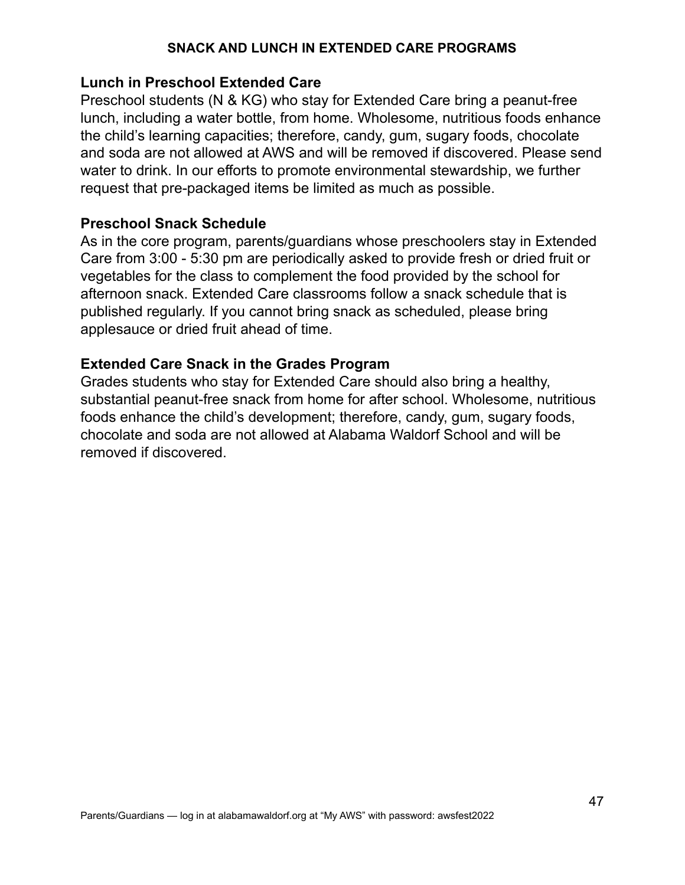## SNACK AND LUNCH IN EXTENDED CARE PROGRAMS

### Lunch in Preschool Extended Care

Preschool students (N & KG) who stay for Extended Care bring a peanut-free lunch, including a water bottle, from home. Wholesome, nutritious foods enhance the child's learning capacities; therefore, candy, gum, sugary foods, chocolate and soda are not allowed at AWS and will be removed if discovered. Please send water to drink. In our efforts to promote environmental stewardship, we further request that pre-packaged items be limited as much as possible.

### Preschool Snack Schedule

As in the core program, parents/guardians whose preschoolers stay in Extended Care from 3:00 - 5:30 pm are periodically asked to provide fresh or dried fruit or vegetables for the class to complement the food provided by the school for afternoon snack. Extended Care classrooms follow a snack schedule that is published regularly. If you cannot bring snack as scheduled, please bring applesauce or dried fruit ahead of time.

### Extended Care Snack in the Grades Program

Grades students who stay for Extended Care should also bring a healthy, substantial peanut-free snack from home for after school. Wholesome, nutritious foods enhance the child's development; therefore, candy, gum, sugary foods, chocolate and soda are not allowed at Alabama Waldorf School and will be removed if discovered.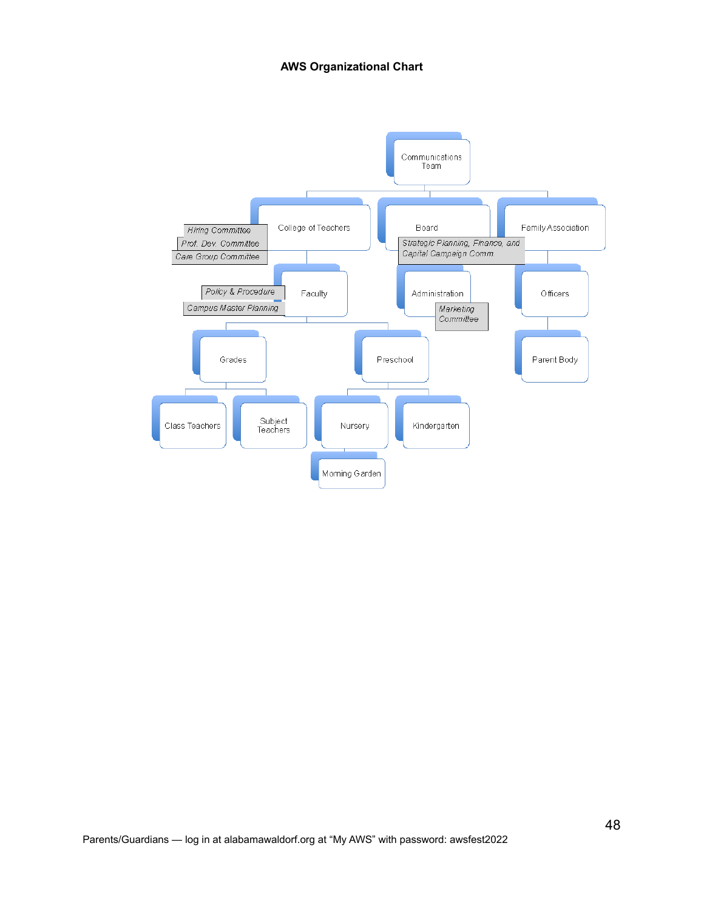**AWS Organizational Chart**

- Communications Team
  - College of Teachers
    - *Hiring Committee*
    - *Prof. Dev. Committee*
    - *Care Group Committee*
    - Faculty
      - *Policy & Procedure*
      - *Campus Master Planning*
      - Grades
        - Class Teachers
        - Subject Teachers
      - Preschool
        - Nursery
          - Morning Garden
        - Kindergarten
  - Board
    - *Strategic Planning, Finance, and Capital Campaign Comm.*
    - Administration
      - *Marketing Committee*
  - Family Association
    - Officers
      - Parent Body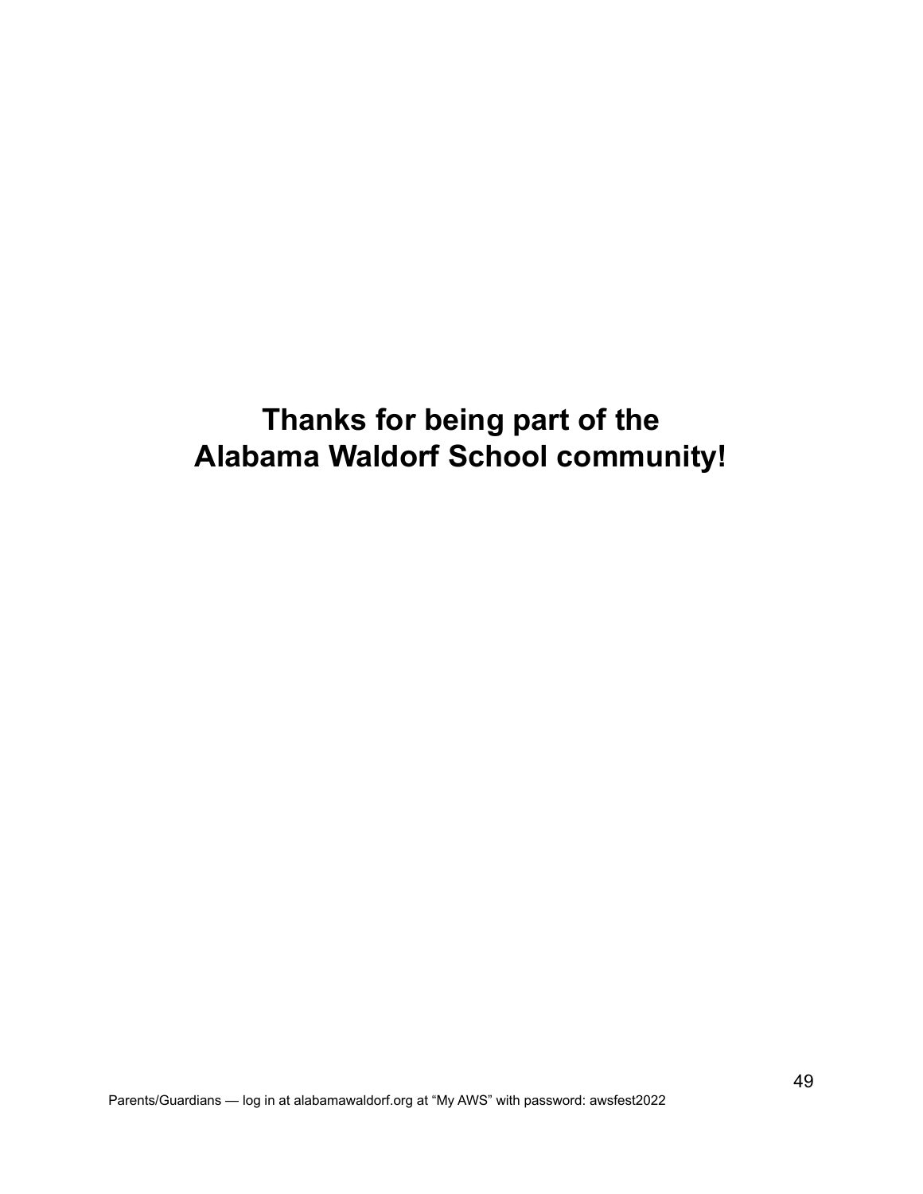**Thanks for being part of the Alabama Waldorf School community!**